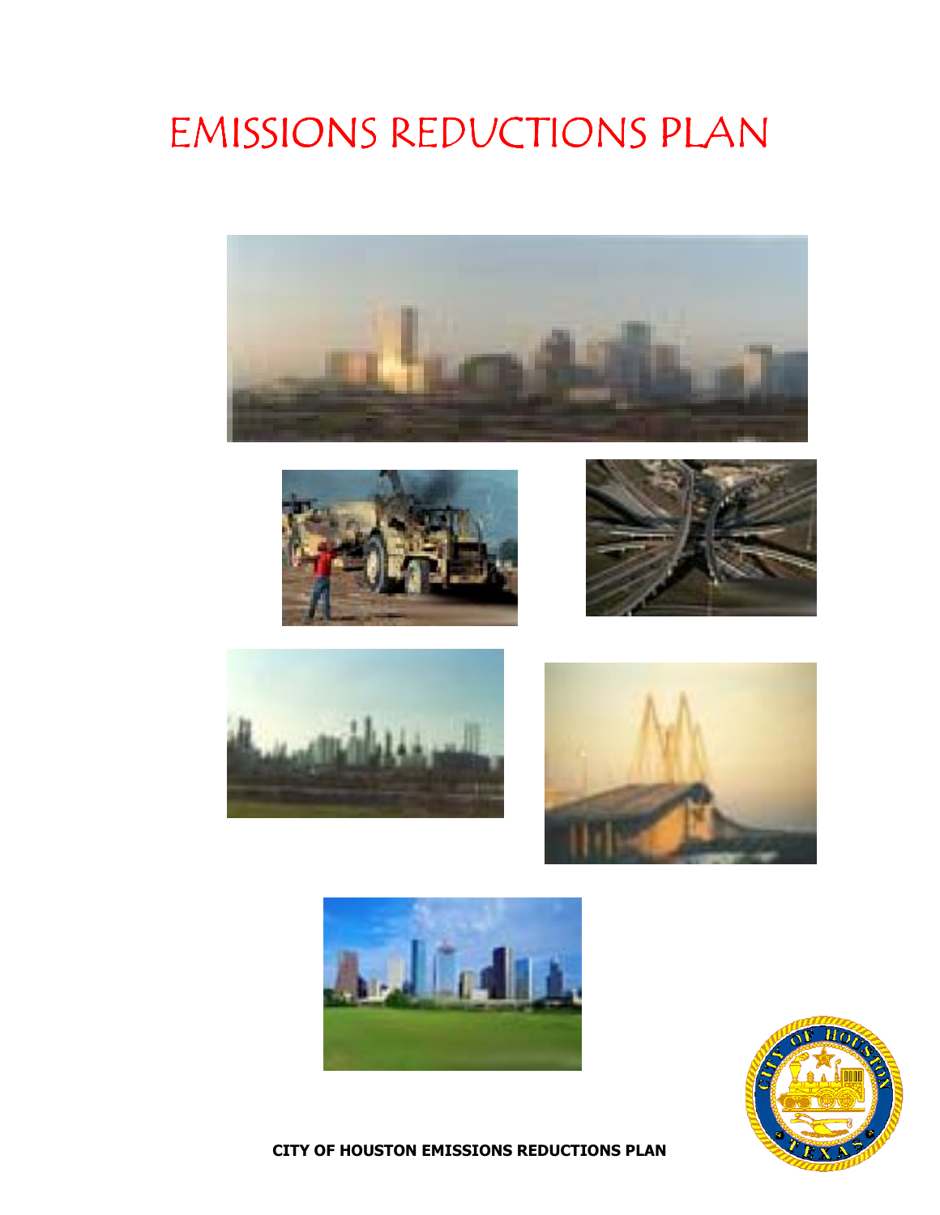# EMISSIONS REDUCTIONS PLAN

**CITY OF HOUSTON EMISSIONS REDUCTIONS PLAN**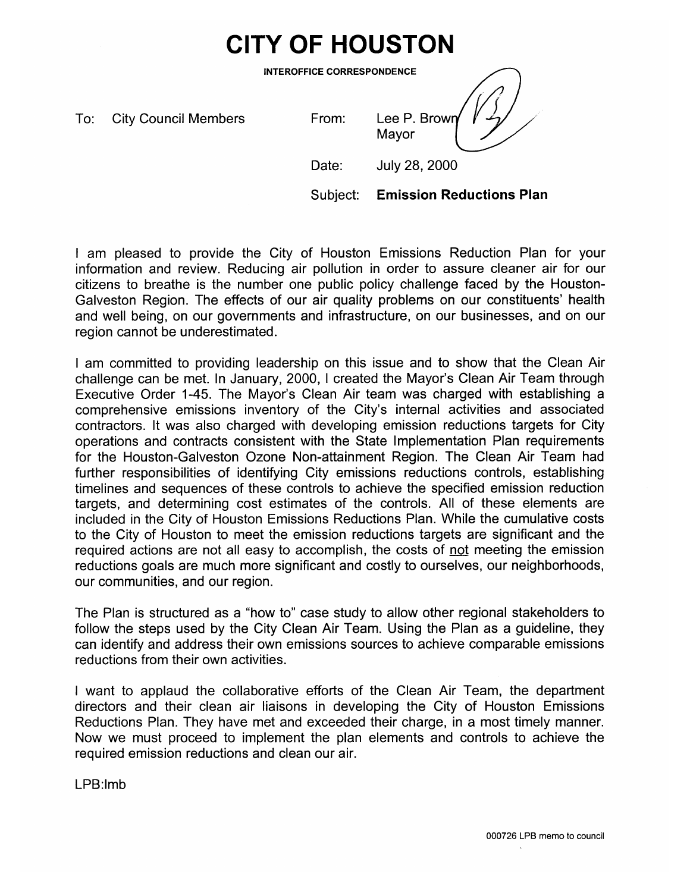# CITY OF HOUSTON

**INTEROFFICE CORRESPONDENCE**

To: City Council Members

From: Lee P. Brown
Mayor

Date: July 28, 2000

Subject: **Emission Reductions Plan**

I am pleased to provide the City of Houston Emissions Reduction Plan for your information and review. Reducing air pollution in order to assure cleaner air for our citizens to breathe is the number one public policy challenge faced by the Houston-Galveston Region. The effects of our air quality problems on our constituents' health and well being, on our governments and infrastructure, on our businesses, and on our region cannot be underestimated.

I am committed to providing leadership on this issue and to show that the Clean Air challenge can be met. In January, 2000, I created the Mayor's Clean Air Team through Executive Order 1-45. The Mayor's Clean Air team was charged with establishing a comprehensive emissions inventory of the City's internal activities and associated contractors. It was also charged with developing emission reductions targets for City operations and contracts consistent with the State Implementation Plan requirements for the Houston-Galveston Ozone Non-attainment Region. The Clean Air Team had further responsibilities of identifying City emissions reductions controls, establishing timelines and sequences of these controls to achieve the specified emission reduction targets, and determining cost estimates of the controls. All of these elements are included in the City of Houston Emissions Reductions Plan. While the cumulative costs to the City of Houston to meet the emission reductions targets are significant and the required actions are not all easy to accomplish, the costs of <u>not</u> meeting the emission reductions goals are much more significant and costly to ourselves, our neighborhoods, our communities, and our region.

The Plan is structured as a "how to" case study to allow other regional stakeholders to follow the steps used by the City Clean Air Team. Using the Plan as a guideline, they can identify and address their own emissions sources to achieve comparable emissions reductions from their own activities.

I want to applaud the collaborative efforts of the Clean Air Team, the department directors and their clean air liaisons in developing the City of Houston Emissions Reductions Plan. They have met and exceeded their charge, in a most timely manner. Now we must proceed to implement the plan elements and controls to achieve the required emission reductions and clean our air.

LPB:lmb

000726 LPB memo to council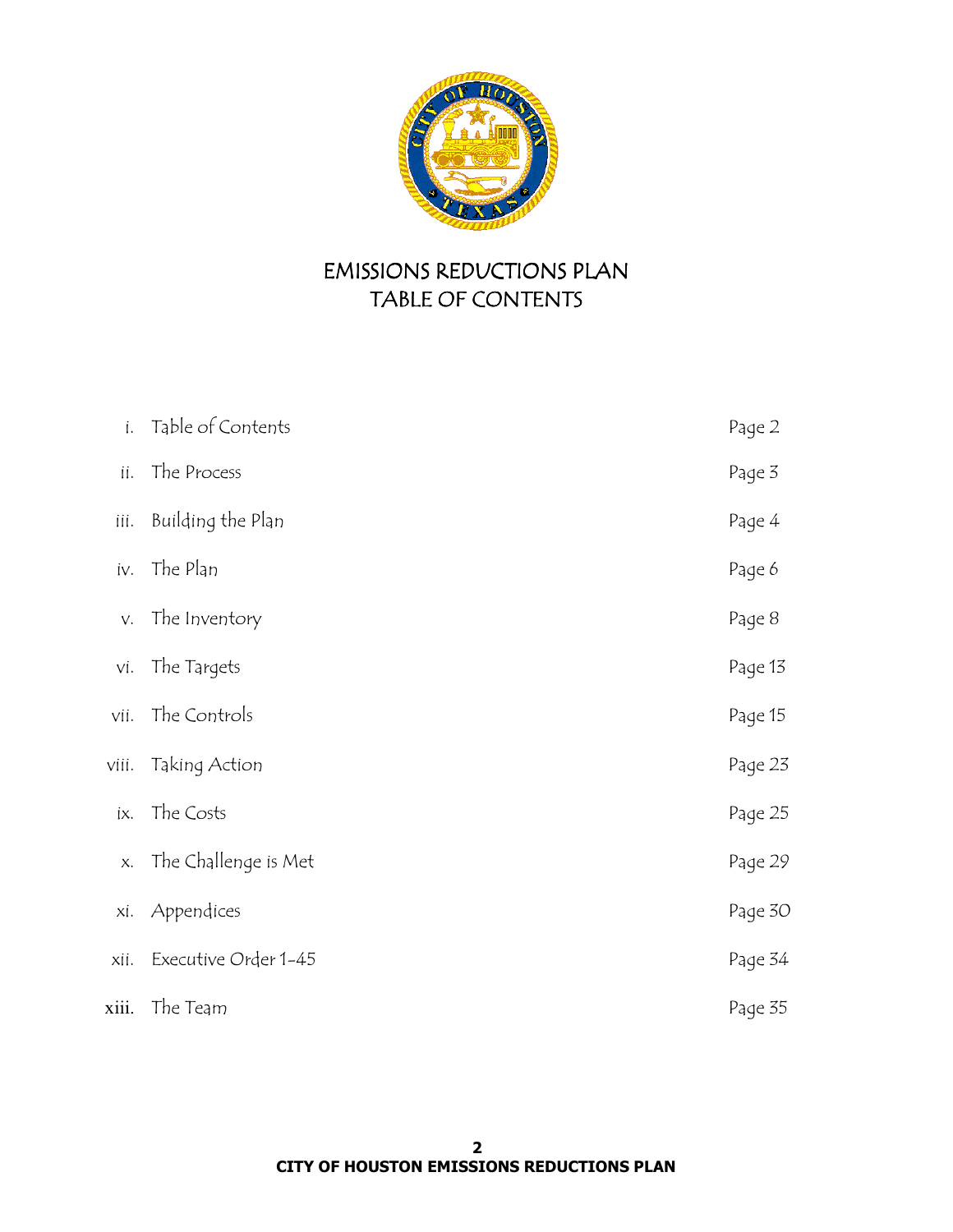# EMISSIONS REDUCTIONS PLAN
## TABLE OF CONTENTS

| | | |
|---|---|---|
| i. | Table of Contents | Page 2 |
| ii. | The Process | Page 3 |
| iii. | Building the Plan | Page 4 |
| iv. | The Plan | Page 6 |
| v. | The Inventory | Page 8 |
| vi. | The Targets | Page 13 |
| vii. | The Controls | Page 15 |
| viii. | Taking Action | Page 23 |
| ix. | The Costs | Page 25 |
| x. | The Challenge is Met | Page 29 |
| xi. | Appendices | Page 30 |
| xii. | Executive Order 1-45 | Page 34 |
| xiii. | The Team | Page 35 |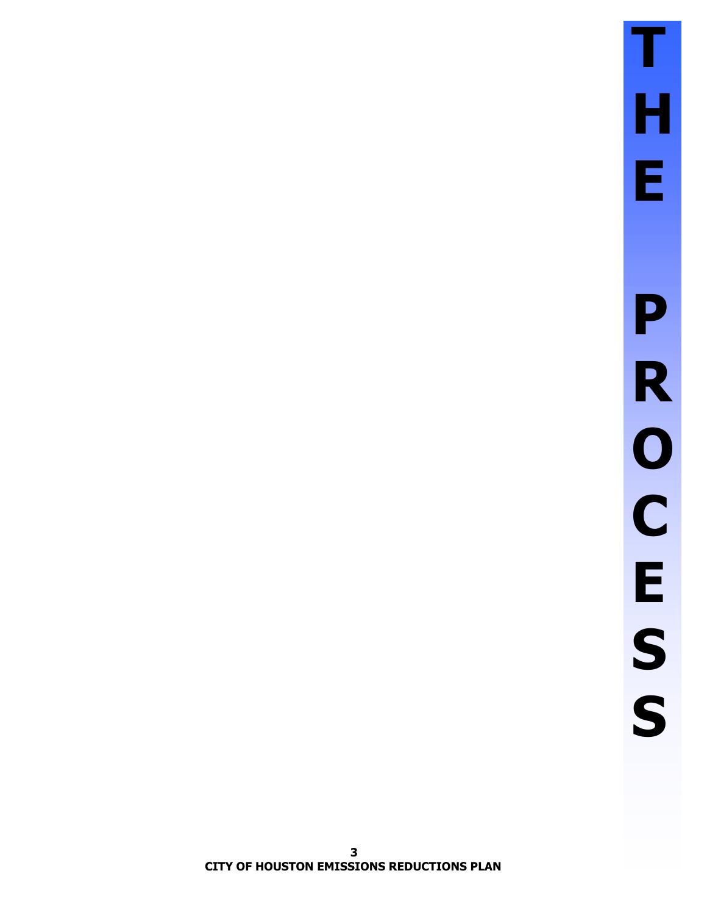# THE PROCESS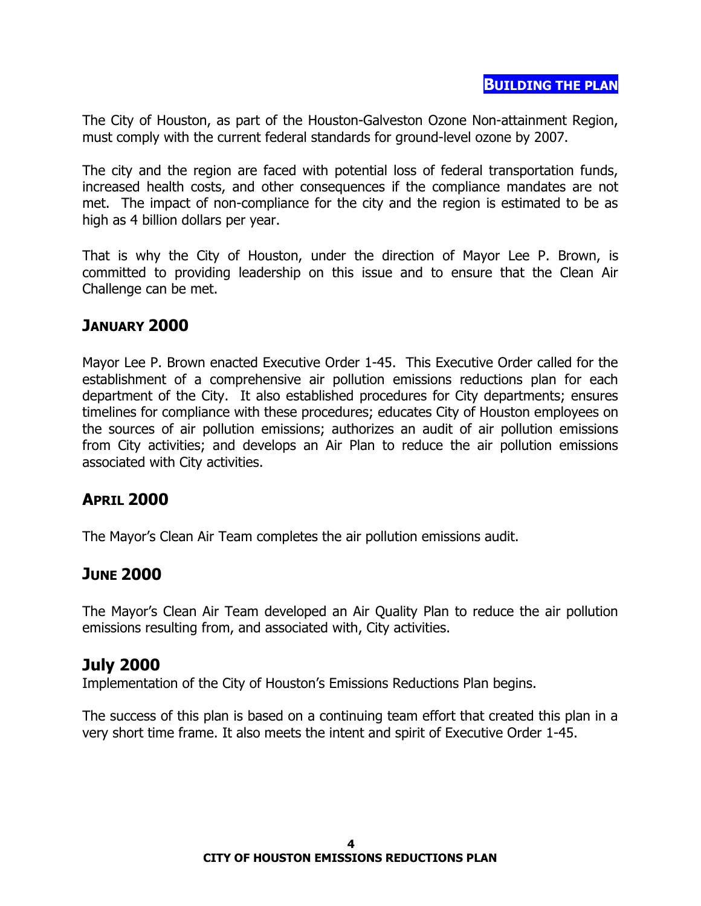## BUILDING THE PLAN

The City of Houston, as part of the Houston-Galveston Ozone Non-attainment Region, must comply with the current federal standards for ground-level ozone by 2007.

The city and the region are faced with potential loss of federal transportation funds, increased health costs, and other consequences if the compliance mandates are not met. The impact of non-compliance for the city and the region is estimated to be as high as 4 billion dollars per year.

That is why the City of Houston, under the direction of Mayor Lee P. Brown, is committed to providing leadership on this issue and to ensure that the Clean Air Challenge can be met.

### JANUARY 2000

Mayor Lee P. Brown enacted Executive Order 1-45. This Executive Order called for the establishment of a comprehensive air pollution emissions reductions plan for each department of the City. It also established procedures for City departments; ensures timelines for compliance with these procedures; educates City of Houston employees on the sources of air pollution emissions; authorizes an audit of air pollution emissions from City activities; and develops an Air Plan to reduce the air pollution emissions associated with City activities.

### APRIL 2000

The Mayor's Clean Air Team completes the air pollution emissions audit.

### JUNE 2000

The Mayor's Clean Air Team developed an Air Quality Plan to reduce the air pollution emissions resulting from, and associated with, City activities.

### July 2000

Implementation of the City of Houston's Emissions Reductions Plan begins.

The success of this plan is based on a continuing team effort that created this plan in a very short time frame. It also meets the intent and spirit of Executive Order 1-45.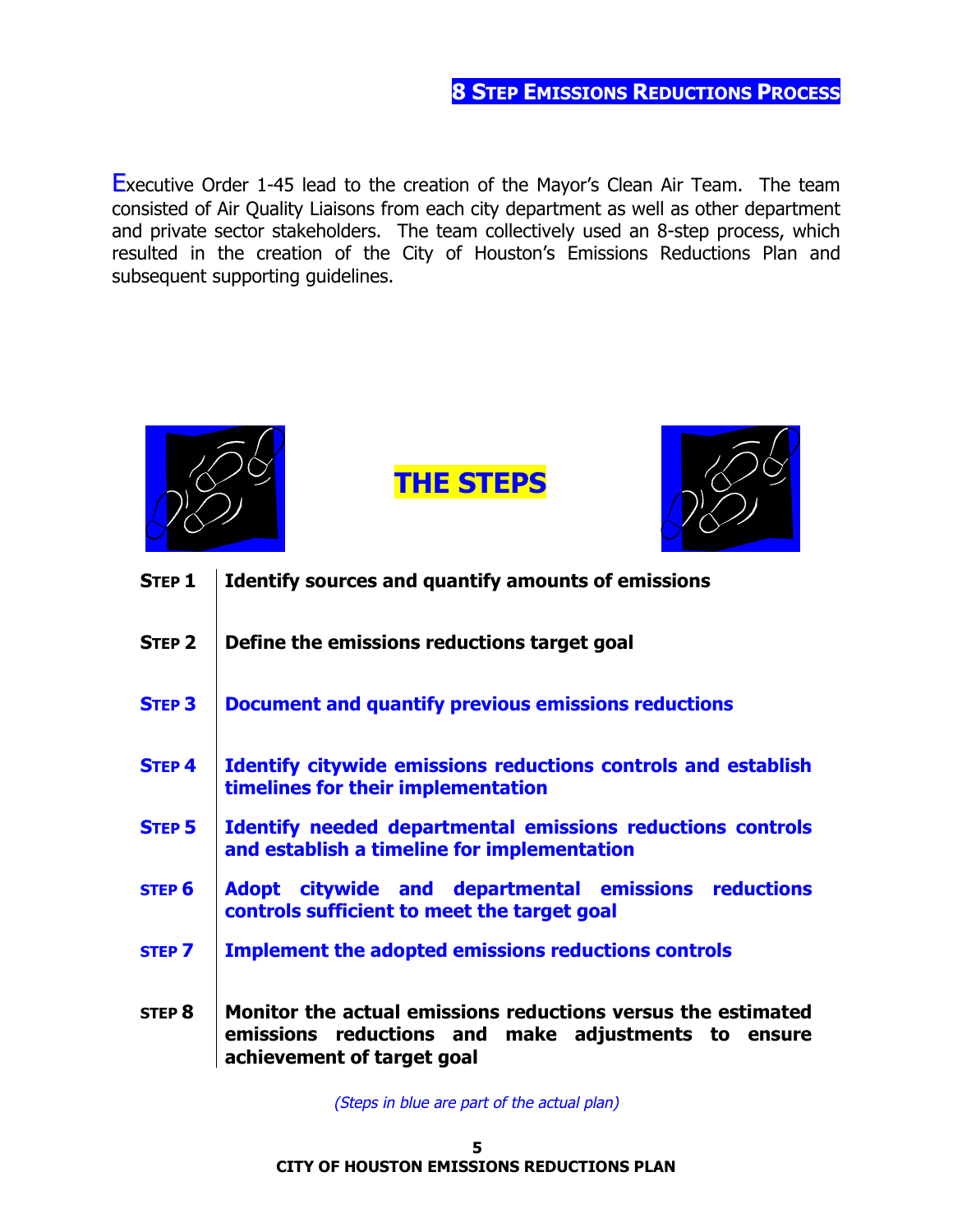## 8 Step Emissions Reductions Process

Executive Order 1-45 lead to the creation of the Mayor's Clean Air Team. The team consisted of Air Quality Liaisons from each city department as well as other department and private sector stakeholders. The team collectively used an 8-step process, which resulted in the creation of the City of Houston's Emissions Reductions Plan and subsequent supporting guidelines.

## THE STEPS

| | |
|---|---|
| **Step 1** | **Identify sources and quantify amounts of emissions** |
| **Step 2** | **Define the emissions reductions target goal** |
| **Step 3** | **Document and quantify previous emissions reductions** |
| **Step 4** | **Identify citywide emissions reductions controls and establish timelines for their implementation** |
| **Step 5** | **Identify needed departmental emissions reductions controls and establish a timeline for implementation** |
| **Step 6** | **Adopt citywide and departmental emissions reductions controls sufficient to meet the target goal** |
| **Step 7** | **Implement the adopted emissions reductions controls** |
| **Step 8** | **Monitor the actual emissions reductions versus the estimated emissions reductions and make adjustments to ensure achievement of target goal** |

*(Steps in blue are part of the actual plan)*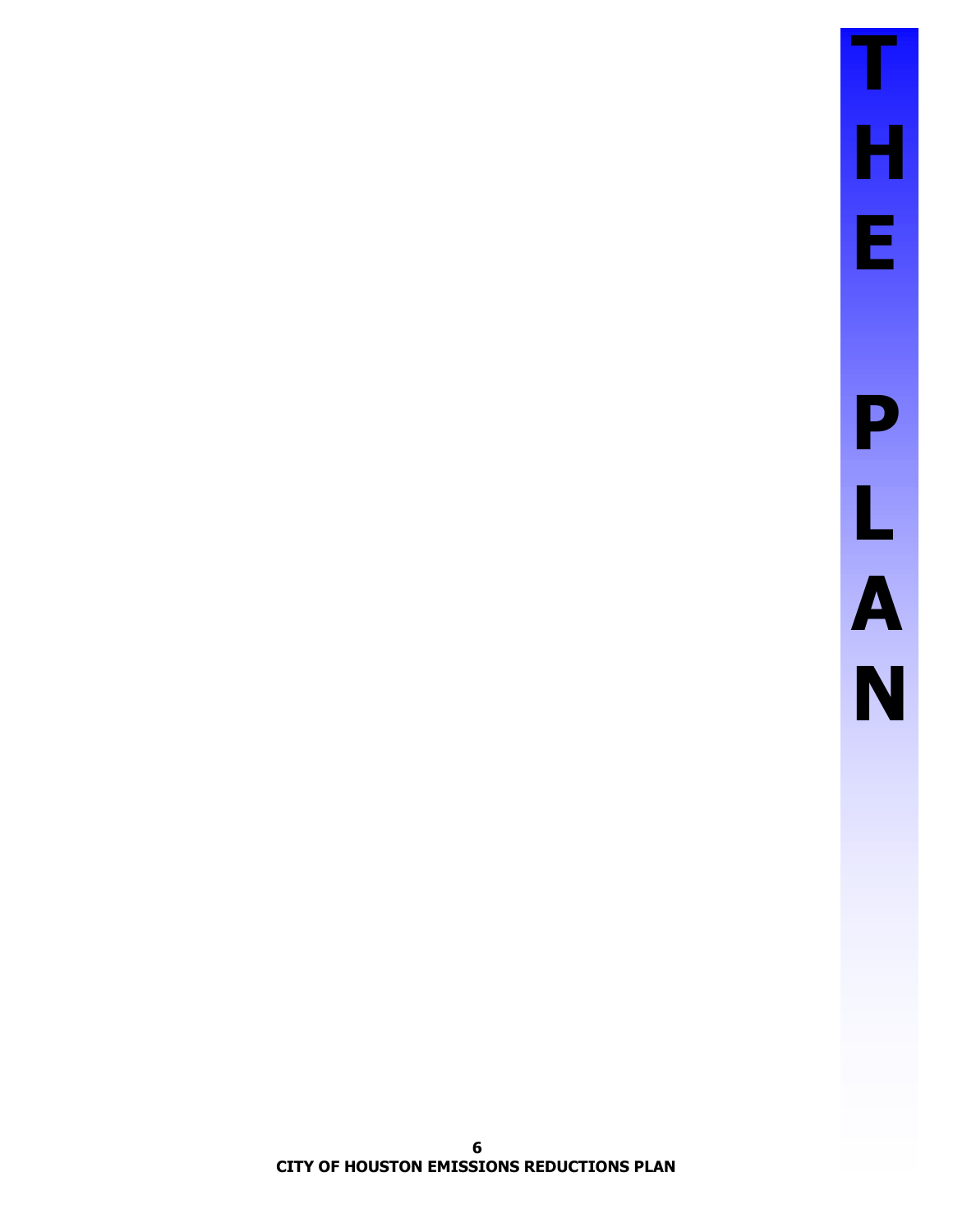# THE PLAN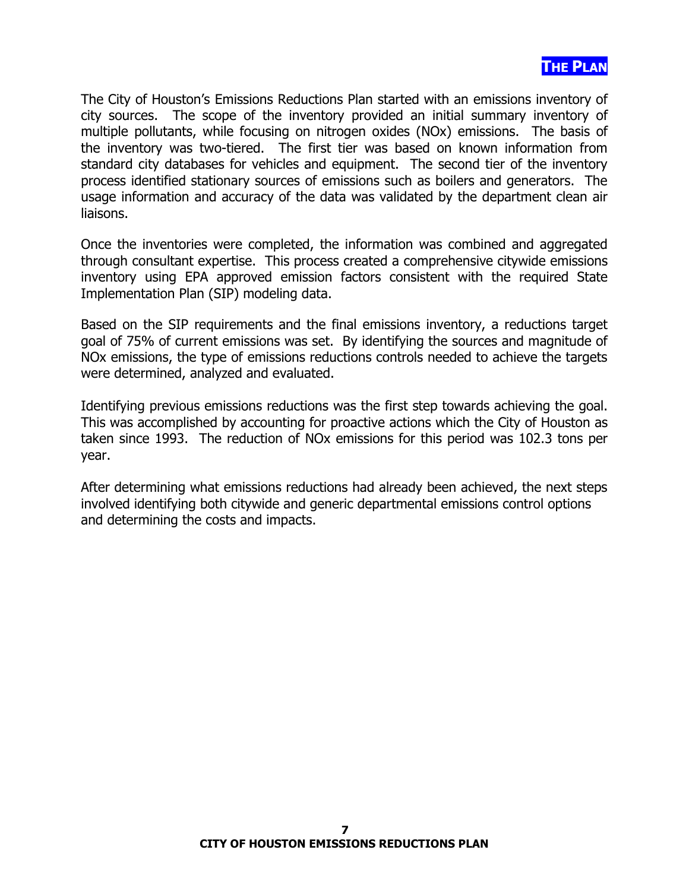# THE PLAN

The City of Houston's Emissions Reductions Plan started with an emissions inventory of city sources. The scope of the inventory provided an initial summary inventory of multiple pollutants, while focusing on nitrogen oxides (NOx) emissions. The basis of the inventory was two-tiered. The first tier was based on known information from standard city databases for vehicles and equipment. The second tier of the inventory process identified stationary sources of emissions such as boilers and generators. The usage information and accuracy of the data was validated by the department clean air liaisons.

Once the inventories were completed, the information was combined and aggregated through consultant expertise. This process created a comprehensive citywide emissions inventory using EPA approved emission factors consistent with the required State Implementation Plan (SIP) modeling data.

Based on the SIP requirements and the final emissions inventory, a reductions target goal of 75% of current emissions was set. By identifying the sources and magnitude of NOx emissions, the type of emissions reductions controls needed to achieve the targets were determined, analyzed and evaluated.

Identifying previous emissions reductions was the first step towards achieving the goal. This was accomplished by accounting for proactive actions which the City of Houston as taken since 1993. The reduction of NOx emissions for this period was 102.3 tons per year.

After determining what emissions reductions had already been achieved, the next steps involved identifying both citywide and generic departmental emissions control options and determining the costs and impacts.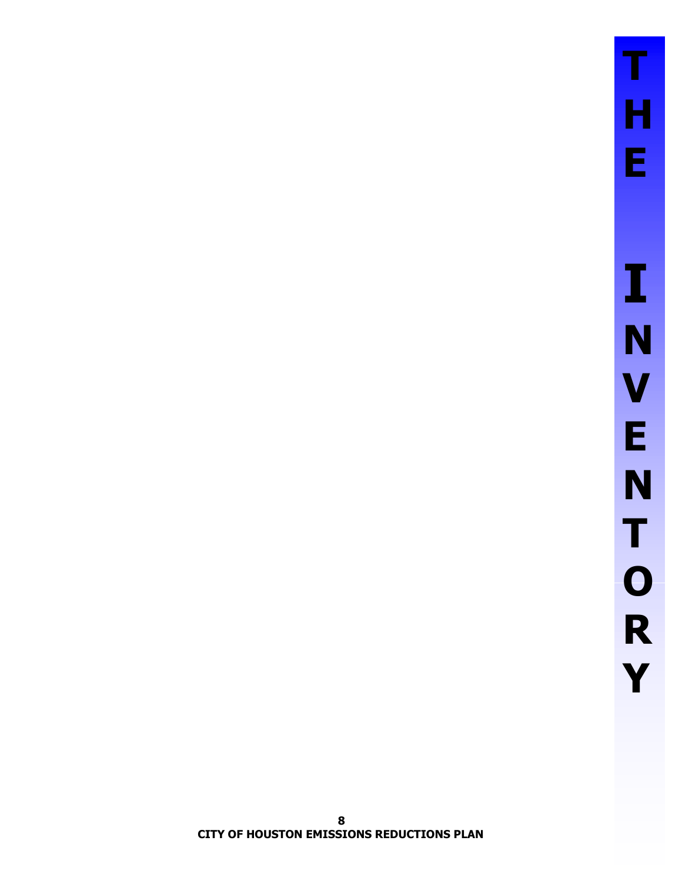# THE INVENTORY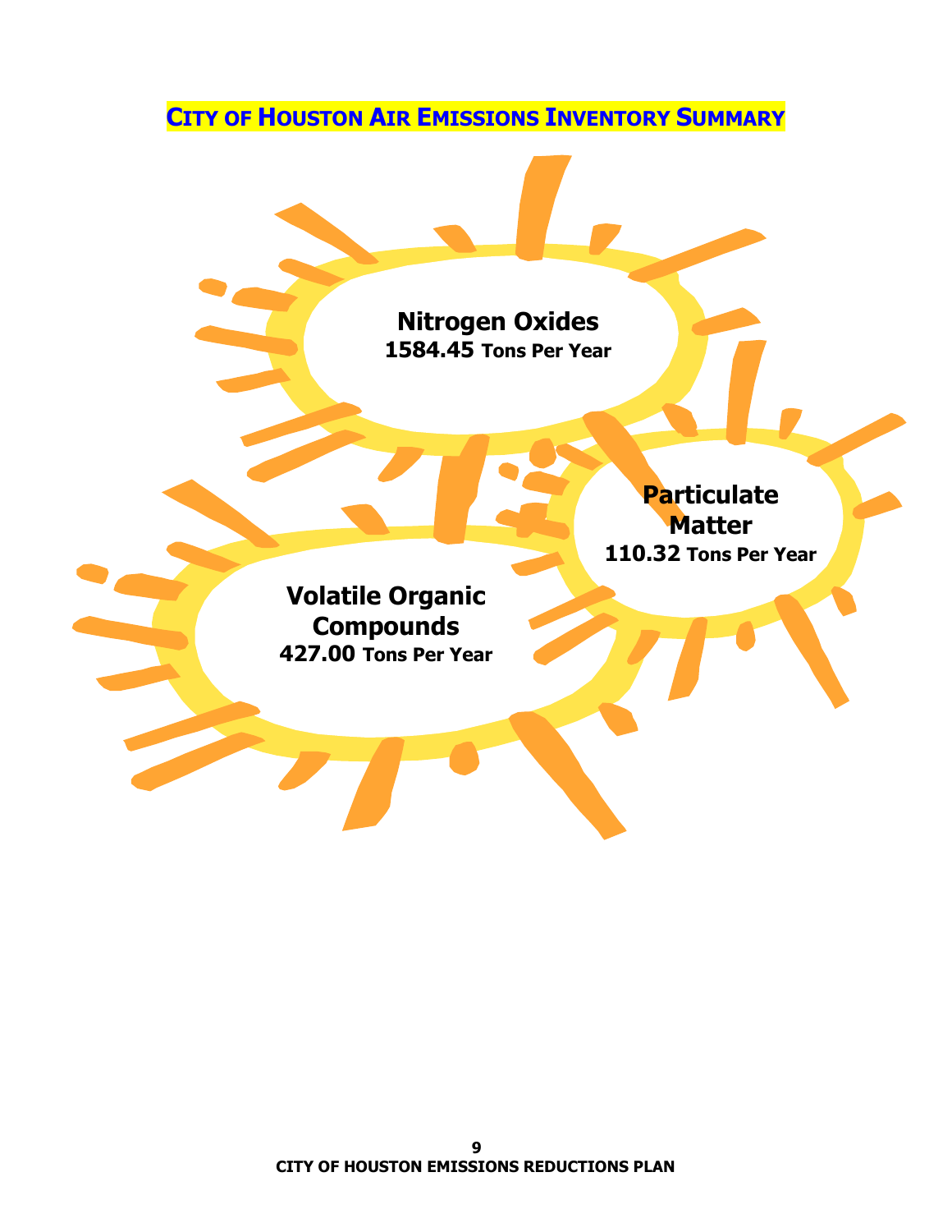# CITY OF HOUSTON AIR EMISSIONS INVENTORY SUMMARY

**Nitrogen Oxides**
**1584.45 Tons Per Year**

**Particulate Matter**
**110.32 Tons Per Year**

**Volatile Organic Compounds**
**427.00 Tons Per Year**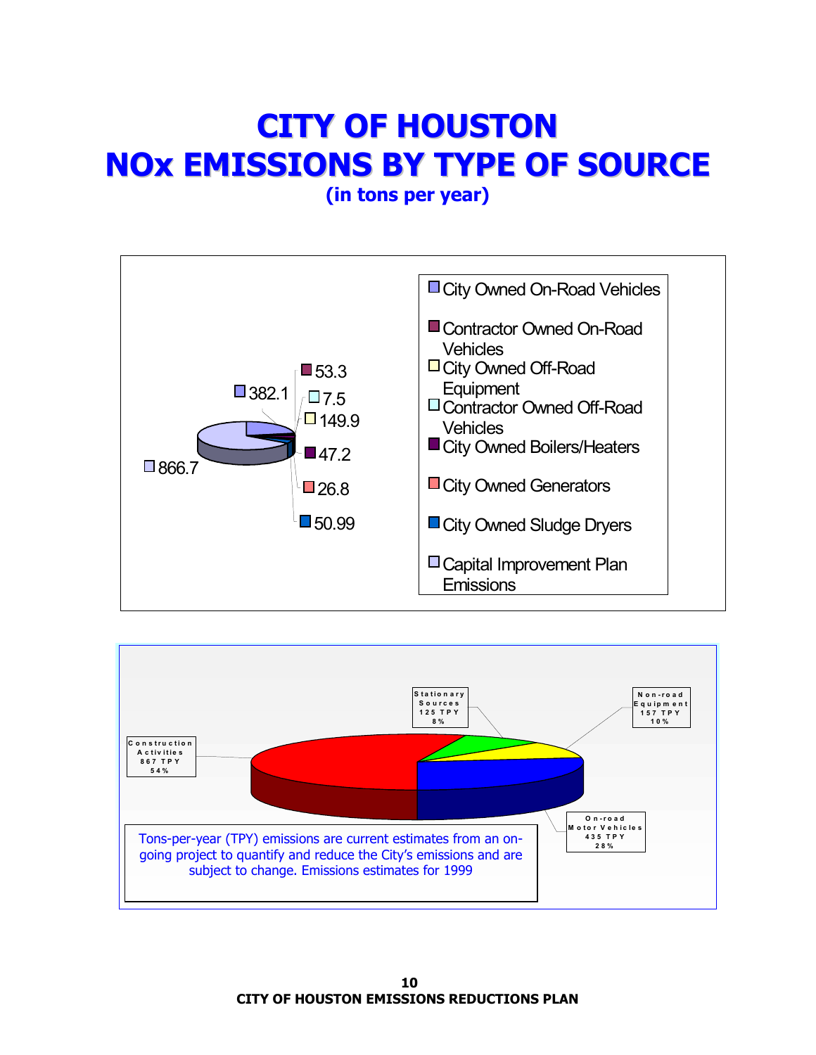# CITY OF HOUSTON
# NOx EMISSIONS BY TYPE OF SOURCE
### (in tons per year)

| Source | Tons per year |
| --- | --- |
| City Owned On-Road Vehicles | 382.1 |
| Contractor Owned On-Road Vehicles | 53.3 |
| City Owned Off-Road Equipment | 149.9 |
| Contractor Owned Off-Road Vehicles | 7.5 |
| City Owned Boilers/Heaters | 47.2 |
| City Owned Generators | 26.8 |
| City Owned Sludge Dryers | 50.99 |
| Capital Improvement Plan Emissions | 866.7 |

| Source | TPY | Percent |
| --- | --- | --- |
| Construction Activities | 867 TPY | 54% |
| On-road Motor Vehicles | 435 TPY | 28% |
| Non-road Equipment | 157 TPY | 10% |
| Stationary Sources | 125 TPY | 8% |

Tons-per-year (TPY) emissions are current estimates from an on-going project to quantify and reduce the City's emissions and are subject to change. Emissions estimates for 1999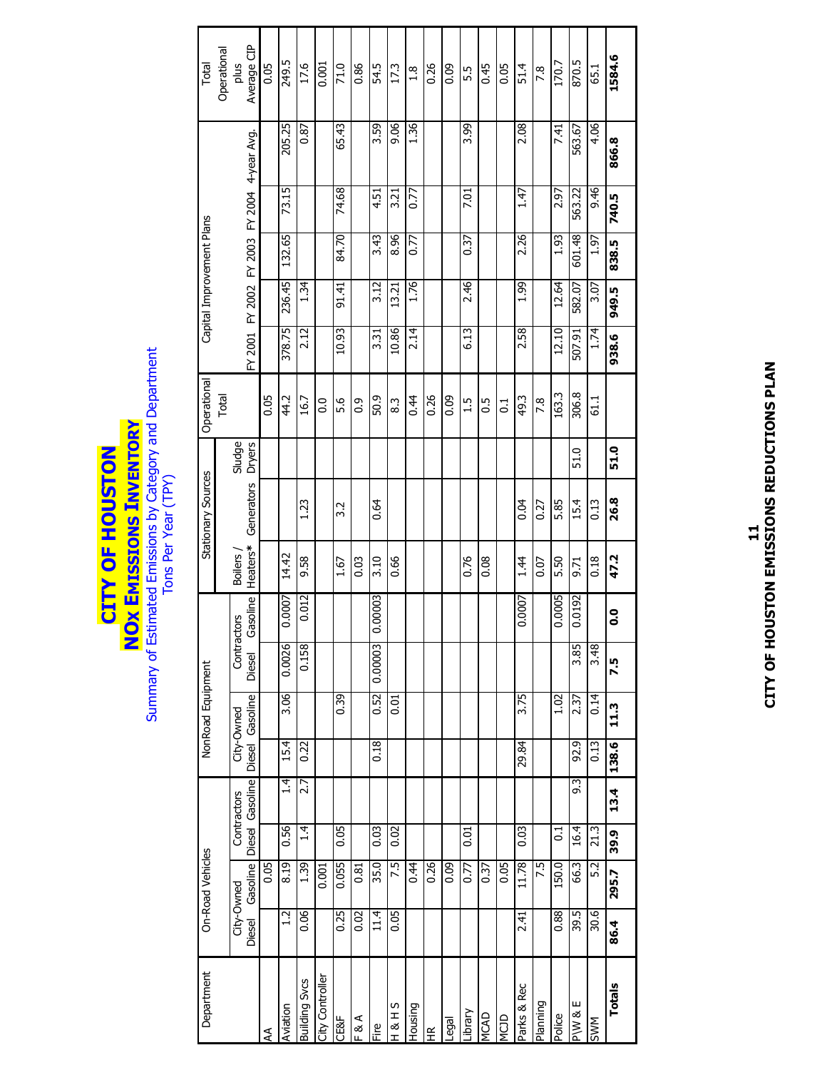# CITY OF HOUSTON

## $NO_x$ EMISSIONS INVENTORY

Summary of Estimated Emissions by Category and Department
Tons Per Year (TPY)

| Department | On-Road Vehicles | | | | NonRoad Equipment | | | | Stationary Sources | | | Operational Total | Capital Improvement Plans | | | | | Total Operational plus Average CIP |
|---|---|---|---|---|---|---|---|---|---|---|---|---|---|---|---|---|---|---|
| | City-Owned | | Contractors | | City-Owned | | Contractors | | | | | | | | | | | |
| | Diesel | Gasoline | Diesel | Gasoline | Diesel | Gasoline | Diesel | Gasoline | Boilers / Heaters* | Generators | Sludge Dryers | | FY 2001 | FY 2002 | FY 2003 | FY 2004 | 4-year Avg. | |
| AA | | 0.05 | | | | | | | | | | 0.05 | | | | | | 0.05 |
| Aviation | 1.2 | 8.19 | 0.56 | 1.4 | 15.4 | 3.06 | 0.0026 | 0.0007 | 14.42 | | | 44.2 | 378.75 | 236.45 | 132.65 | 73.15 | 205.25 | 249.5 |
| Building Svcs | 0.06 | 1.39 | 1.4 | 2.7 | 0.22 | | 0.158 | 0.012 | 9.58 | 1.23 | | 16.7 | 2.12 | 1.34 | | | 0.87 | 17.6 |
| City Controller | | 0.001 | | | | | | | | | | 0.0 | | | | | | 0.001 |
| CE&F | 0.25 | 0.055 | 0.05 | | | 0.39 | | | 1.67 | 3.2 | | 5.6 | 10.93 | 91.41 | 84.70 | 74.68 | 65.43 | 71.0 |
| F & A | 0.02 | 0.81 | | | | | | | 0.03 | | | 0.9 | | | | | | 0.86 |
| Fire | 11.4 | 35.0 | 0.03 | | 0.18 | 0.52 | 0.00003 | 0.00003 | 3.10 | 0.64 | | 50.9 | 3.31 | 3.12 | 3.43 | 4.51 | 3.59 | 54.5 |
| H & H S | 0.05 | 7.5 | 0.02 | | | 0.01 | | | 0.66 | | | 8.3 | 10.86 | 13.21 | 8.96 | 3.21 | 9.06 | 17.3 |
| Housing | | 0.44 | | | | | | | | | | 0.44 | 2.14 | 1.76 | 0.77 | 0.77 | 1.36 | 1.8 |
| HR | | 0.26 | | | | | | | | | | 0.26 | | | | | | 0.26 |
| Legal | | 0.09 | | | | | | | | | | 0.09 | | | | | | 0.09 |
| Library | | 0.77 | 0.01 | | | | | | 0.76 | | | 1.5 | 6.13 | 2.46 | 0.37 | 7.01 | 3.99 | 5.5 |
| MCAD | | 0.37 | | | | | | | 0.08 | | | 0.5 | | | | | | 0.45 |
| MCJD | | 0.05 | | | | | | | | | | 0.1 | | | | | | 0.05 |
| Parks & Rec | 2.41 | 11.78 | 0.03 | | 29.84 | 3.75 | | 0.0007 | 1.44 | 0.04 | | 49.3 | 2.58 | 1.99 | 2.26 | 1.47 | 2.08 | 51.4 |
| Planning | | 7.5 | | | | | | | 0.07 | 0.27 | | 7.8 | | | | | | 7.8 |
| Police | 0.88 | 150.0 | 0.1 | | | 1.02 | | 0.0005 | 5.50 | 5.85 | | 163.3 | 12.10 | 12.64 | 1.93 | 2.97 | 7.41 | 170.7 |
| P\W & E | 39.5 | 66.3 | 16.4 | 9.3 | 92.9 | 2.37 | 3.85 | 0.0192 | 9.71 | 15.4 | 51.0 | 306.8 | 507.91 | 582.07 | 601.48 | 563.22 | 563.67 | 870.5 |
| SWM | 30.6 | 5.2 | 21.3 | | 0.13 | 0.14 | 3.48 | | 0.18 | 0.13 | | 61.1 | 1.74 | 3.07 | 1.97 | 9.46 | 4.06 | 65.1 |
| **Totals** | **86.4** | **295.7** | **39.9** | **13.4** | **138.6** | **11.3** | **7.5** | **0.0** | **47.2** | **26.8** | **51.0** | | **938.6** | **949.5** | **838.5** | **740.5** | **866.8** | **1584.6** |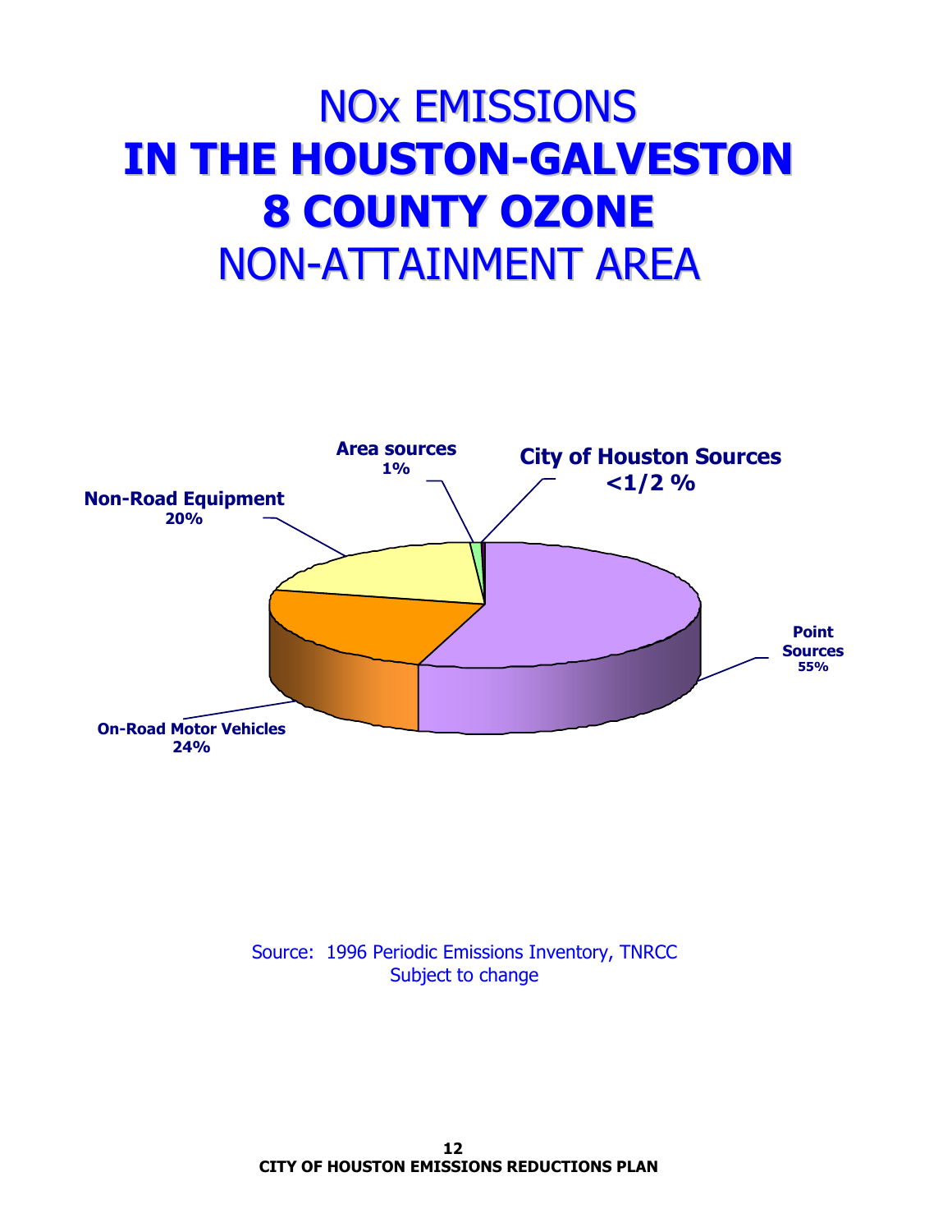# NOx EMISSIONS
# IN THE HOUSTON-GALVESTON 8 COUNTY OZONE NON-ATTAINMENT AREA

Area sources 1%

City of Houston Sources <1/2 %

Non-Road Equipment 20%

Point Sources 55%

On-Road Motor Vehicles 24%

Source: 1996 Periodic Emissions Inventory, TNRCC
Subject to change

**CITY OF HOUSTON EMISSIONS REDUCTIONS PLAN**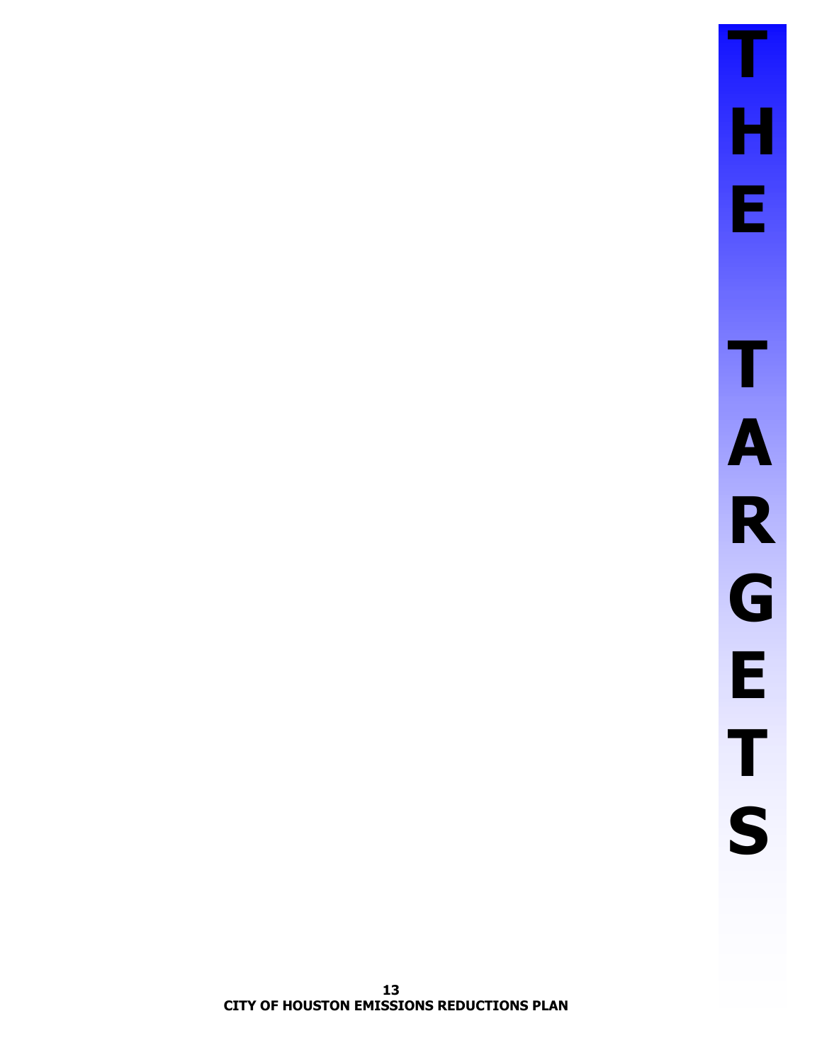# THE TARGETS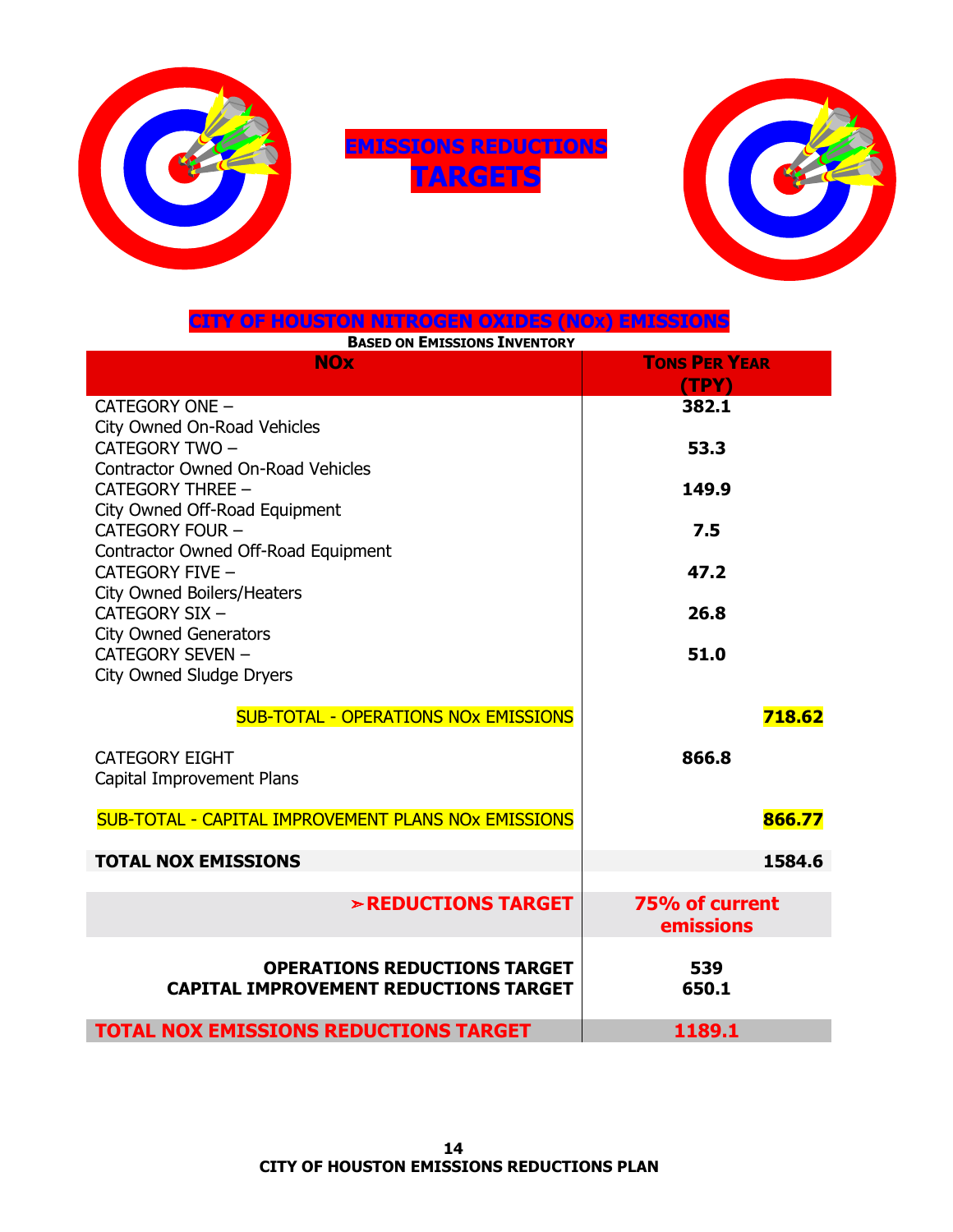# EMISSIONS REDUCTIONS TARGETS

## CITY OF HOUSTON NITROGEN OXIDES (NOx) EMISSIONS

**BASED ON EMISSIONS INVENTORY**

| NOx | TONS PER YEAR (TPY) |
|---|---|
| CATEGORY ONE – City Owned On-Road Vehicles | **382.1** |
| CATEGORY TWO – Contractor Owned On-Road Vehicles | **53.3** |
| CATEGORY THREE – City Owned Off-Road Equipment | **149.9** |
| CATEGORY FOUR – Contractor Owned Off-Road Equipment | **7.5** |
| CATEGORY FIVE – City Owned Boilers/Heaters | **47.2** |
| CATEGORY SIX – City Owned Generators | **26.8** |
| CATEGORY SEVEN – City Owned Sludge Dryers | **51.0** |
| SUB-TOTAL - OPERATIONS NOx EMISSIONS | **718.62** |
| CATEGORY EIGHT Capital Improvement Plans | **866.8** |
| SUB-TOTAL - CAPITAL IMPROVEMENT PLANS NOx EMISSIONS | **866.77** |
| **TOTAL NOX EMISSIONS** | **1584.6** |
| **➢REDUCTIONS TARGET** | **75% of current emissions** |
| **OPERATIONS REDUCTIONS TARGET** | **539** |
| **CAPITAL IMPROVEMENT REDUCTIONS TARGET** | **650.1** |
| **TOTAL NOX EMISSIONS REDUCTIONS TARGET** | **1189.1** |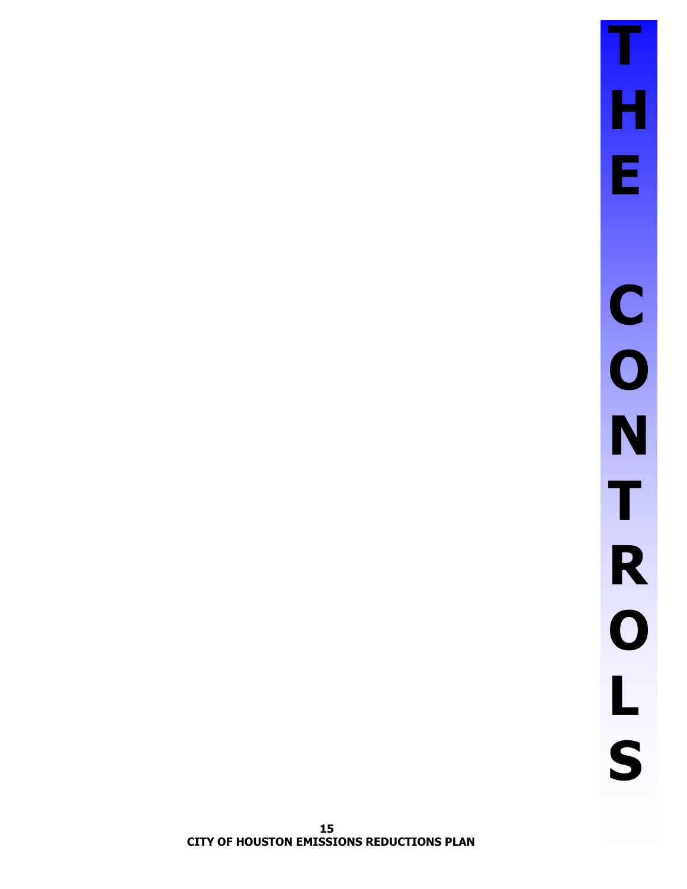# THE CONTROLS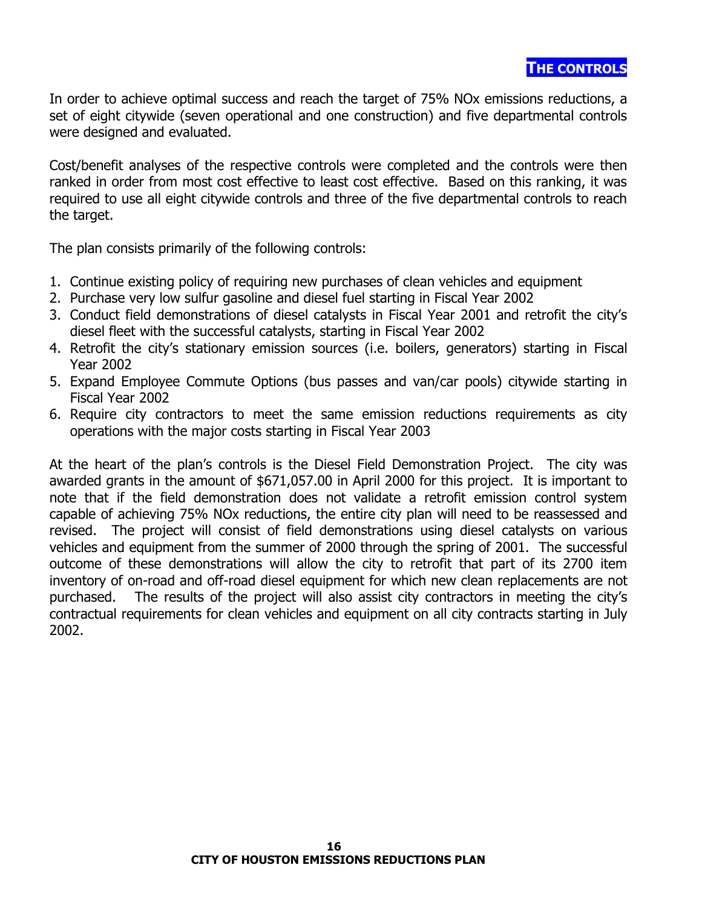## THE CONTROLS

In order to achieve optimal success and reach the target of 75% NOx emissions reductions, a set of eight citywide (seven operational and one construction) and five departmental controls were designed and evaluated.

Cost/benefit analyses of the respective controls were completed and the controls were then ranked in order from most cost effective to least cost effective. Based on this ranking, it was required to use all eight citywide controls and three of the five departmental controls to reach the target.

The plan consists primarily of the following controls:

1. Continue existing policy of requiring new purchases of clean vehicles and equipment
2. Purchase very low sulfur gasoline and diesel fuel starting in Fiscal Year 2002
3. Conduct field demonstrations of diesel catalysts in Fiscal Year 2001 and retrofit the city's diesel fleet with the successful catalysts, starting in Fiscal Year 2002
4. Retrofit the city's stationary emission sources (i.e. boilers, generators) starting in Fiscal Year 2002
5. Expand Employee Commute Options (bus passes and van/car pools) citywide starting in Fiscal Year 2002
6. Require city contractors to meet the same emission reductions requirements as city operations with the major costs starting in Fiscal Year 2003

At the heart of the plan's controls is the Diesel Field Demonstration Project. The city was awarded grants in the amount of $671,057.00 in April 2000 for this project. It is important to note that if the field demonstration does not validate a retrofit emission control system capable of achieving 75% NOx reductions, the entire city plan will need to be reassessed and revised. The project will consist of field demonstrations using diesel catalysts on various vehicles and equipment from the summer of 2000 through the spring of 2001. The successful outcome of these demonstrations will allow the city to retrofit that part of its 2700 item inventory of on-road and off-road diesel equipment for which new clean replacements are not purchased. The results of the project will also assist city contractors in meeting the city's contractual requirements for clean vehicles and equipment on all city contracts starting in July 2002.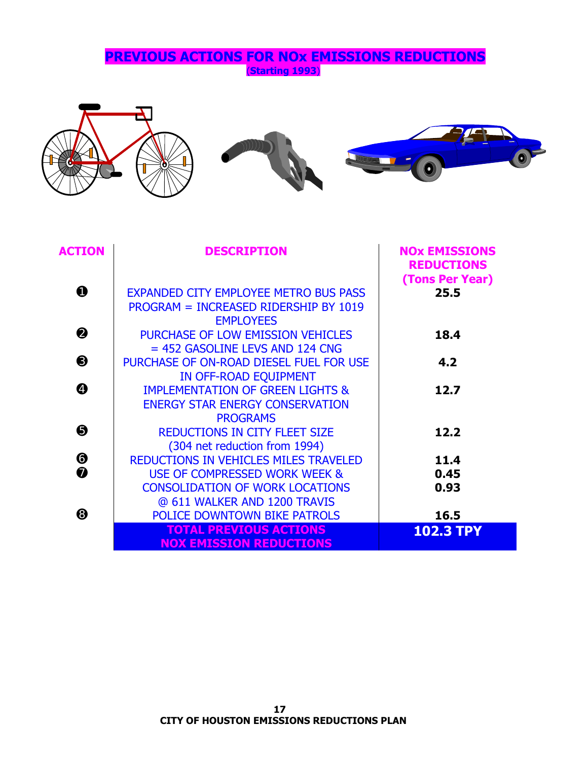# PREVIOUS ACTIONS FOR NOx EMISSIONS REDUCTIONS

**(Starting 1993)**

| ACTION | DESCRIPTION | NOx EMISSIONS REDUCTIONS (Tons Per Year) |
|---|---|---|
| ❶ | EXPANDED CITY EMPLOYEE METRO BUS PASS PROGRAM = INCREASED RIDERSHIP BY 1019 EMPLOYEES | **25.5** |
| ❷ | PURCHASE OF LOW EMISSION VEHICLES = 452 GASOLINE LEVS AND 124 CNG | **18.4** |
| ❸ | PURCHASE OF ON-ROAD DIESEL FUEL FOR USE IN OFF-ROAD EQUIPMENT | **4.2** |
| ❹ | IMPLEMENTATION OF GREEN LIGHTS & ENERGY STAR ENERGY CONSERVATION PROGRAMS | **12.7** |
| ❺ | REDUCTIONS IN CITY FLEET SIZE (304 net reduction from 1994) | **12.2** |
| ❻ | REDUCTIONS IN VEHICLES MILES TRAVELED | **11.4** |
| ❼ | USE OF COMPRESSED WORK WEEK & CONSOLIDATION OF WORK LOCATIONS @ 611 WALKER AND 1200 TRAVIS | **0.45**<br>**0.93** |
| ❽ | POLICE DOWNTOWN BIKE PATROLS | **16.5** |
| | **TOTAL PREVIOUS ACTIONS NOX EMISSION REDUCTIONS** | **102.3 TPY** |

**CITY OF HOUSTON EMISSIONS REDUCTIONS PLAN**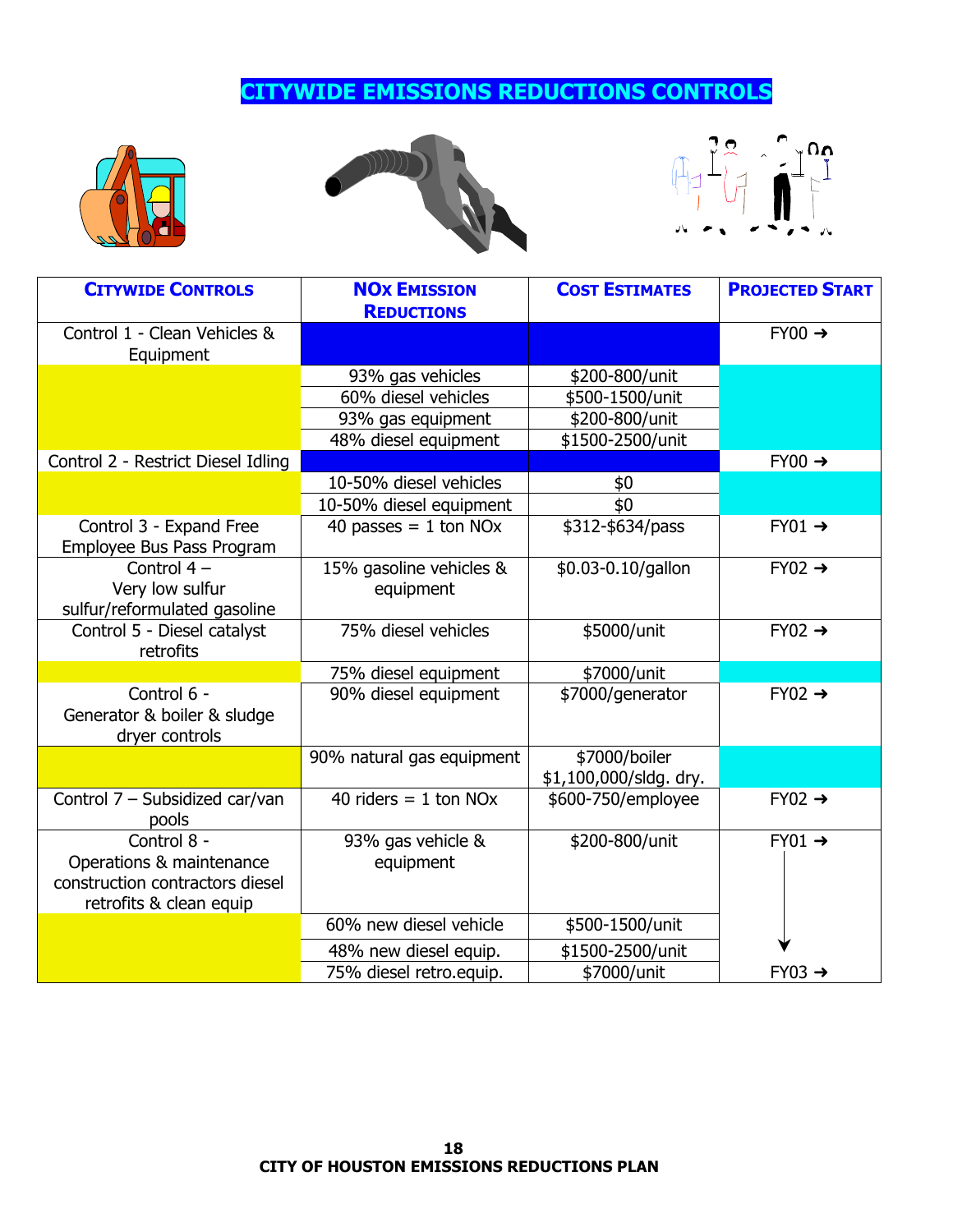# CITYWIDE EMISSIONS REDUCTIONS CONTROLS

| CITYWIDE CONTROLS | NOx EMISSION REDUCTIONS | COST ESTIMATES | PROJECTED START |
|---|---|---|---|
| Control 1 - Clean Vehicles & Equipment | | | FY00 → |
| | 93% gas vehicles | $200-800/unit | |
| | 60% diesel vehicles | $500-1500/unit | |
| | 93% gas equipment | $200-800/unit | |
| | 48% diesel equipment | $1500-2500/unit | |
| Control 2 - Restrict Diesel Idling | | | FY00 → |
| | 10-50% diesel vehicles | $0 | |
| | 10-50% diesel equipment | $0 | |
| Control 3 - Expand Free Employee Bus Pass Program | 40 passes = 1 ton NOx | $312-$634/pass | FY01 → |
| Control 4 – Very low sulfur sulfur/reformulated gasoline | 15% gasoline vehicles & equipment | $0.03-0.10/gallon | FY02 → |
| Control 5 - Diesel catalyst retrofits | 75% diesel vehicles | $5000/unit | FY02 → |
| | 75% diesel equipment | $7000/unit | |
| Control 6 - Generator & boiler & sludge dryer controls | 90% diesel equipment | $7000/generator | FY02 → |
| | 90% natural gas equipment | $7000/boiler $1,100,000/sldg. dry. | |
| Control 7 – Subsidized car/van pools | 40 riders = 1 ton NOx | $600-750/employee | FY02 → |
| Control 8 - Operations & maintenance construction contractors diesel retrofits & clean equip | 93% gas vehicle & equipment | $200-800/unit | FY01 → |
| | 60% new diesel vehicle | $500-1500/unit | ↓ |
| | 48% new diesel equip. | $1500-2500/unit | |
| | 75% diesel retro.equip. | $7000/unit | FY03 → |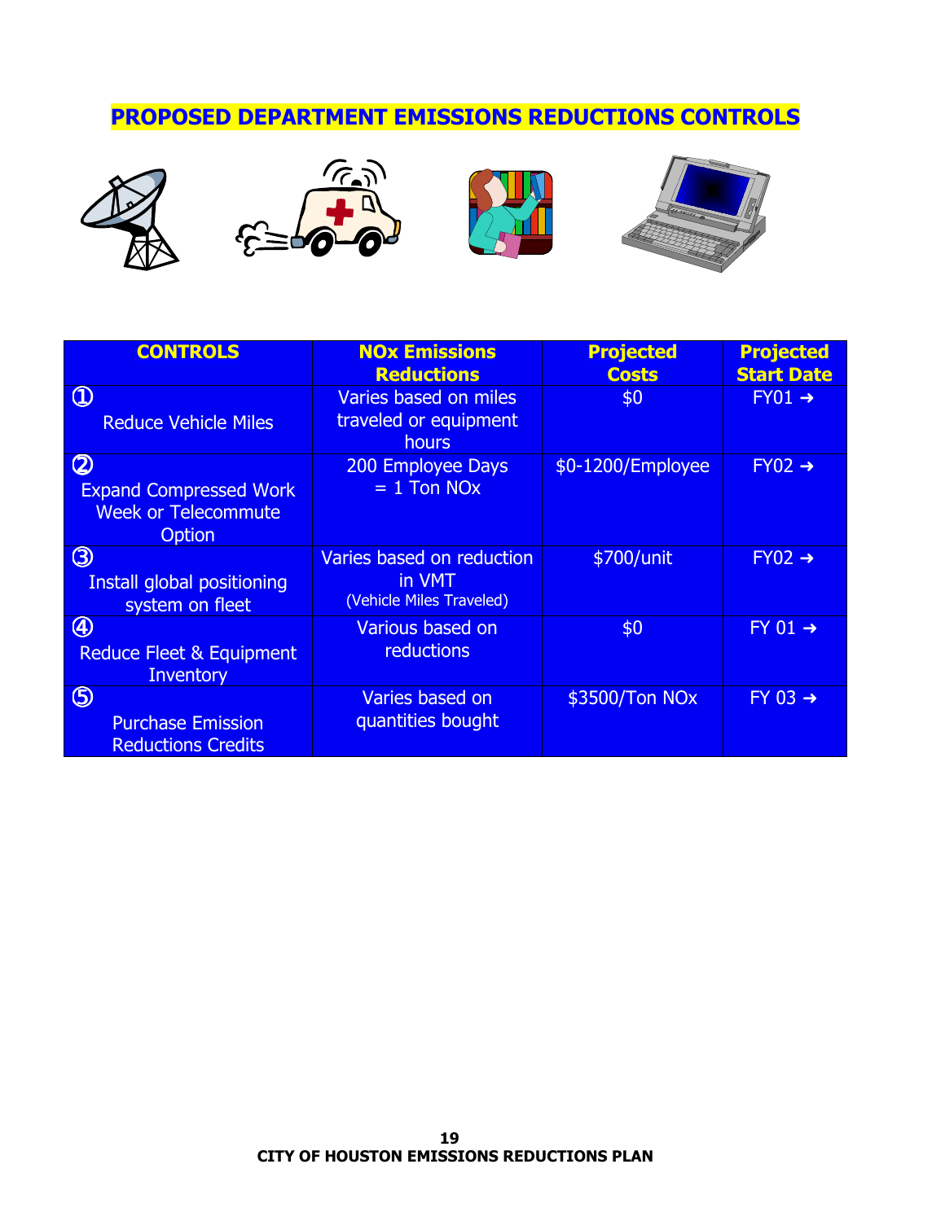# PROPOSED DEPARTMENT EMISSIONS REDUCTIONS CONTROLS

| CONTROLS | NOx Emissions Reductions | Projected Costs | Projected Start Date |
|---|---|---|---|
| ① Reduce Vehicle Miles | Varies based on miles traveled or equipment hours | $0 | FY01 → |
| ② Expand Compressed Work Week or Telecommute Option | 200 Employee Days = 1 Ton NOx | $0-1200/Employee | FY02 → |
| ③ Install global positioning system on fleet | Varies based on reduction in VMT (Vehicle Miles Traveled) | $700/unit | FY02 → |
| ④ Reduce Fleet & Equipment Inventory | Various based on reductions | $0 | FY 01 → |
| ⑤ Purchase Emission Reductions Credits | Varies based on quantities bought | $3500/Ton NOx | FY 03 → |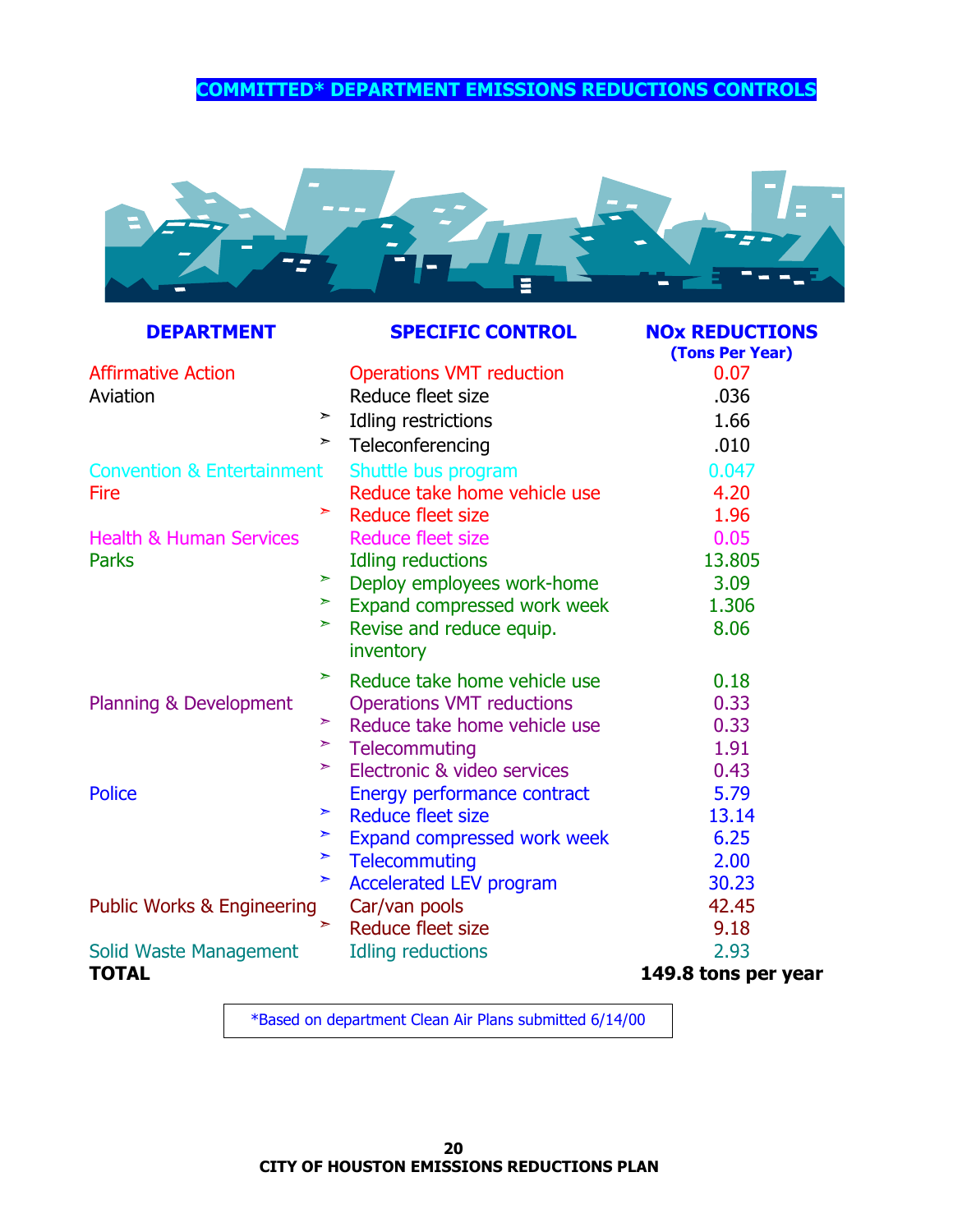## COMMITTED* DEPARTMENT EMISSIONS REDUCTIONS CONTROLS

| DEPARTMENT | SPECIFIC CONTROL | NOx REDUCTIONS (Tons Per Year) |
|---|---|---|
| Affirmative Action | Operations VMT reduction | 0.07 |
| Aviation | Reduce fleet size | .036 |
| | ➢ Idling restrictions | 1.66 |
| | ➢ Teleconferencing | .010 |
| Convention & Entertainment | Shuttle bus program | 0.047 |
| Fire | Reduce take home vehicle use | 4.20 |
| | ➢ Reduce fleet size | 1.96 |
| Health & Human Services | Reduce fleet size | 0.05 |
| Parks | Idling reductions | 13.805 |
| | ➢ Deploy employees work-home | 3.09 |
| | ➢ Expand compressed work week | 1.306 |
| | ➢ Revise and reduce equip. inventory | 8.06 |
| | ➢ Reduce take home vehicle use | 0.18 |
| Planning & Development | Operations VMT reductions | 0.33 |
| | ➢ Reduce take home vehicle use | 0.33 |
| | ➢ Telecommuting | 1.91 |
| | ➢ Electronic & video services | 0.43 |
| Police | Energy performance contract | 5.79 |
| | ➢ Reduce fleet size | 13.14 |
| | ➢ Expand compressed work week | 6.25 |
| | ➢ Telecommuting | 2.00 |
| | ➢ Accelerated LEV program | 30.23 |
| Public Works & Engineering | Car/van pools | 42.45 |
| | ➢ Reduce fleet size | 9.18 |
| Solid Waste Management | Idling reductions | 2.93 |
| **TOTAL** | | **149.8 tons per year** |

*Based on department Clean Air Plans submitted 6/14/00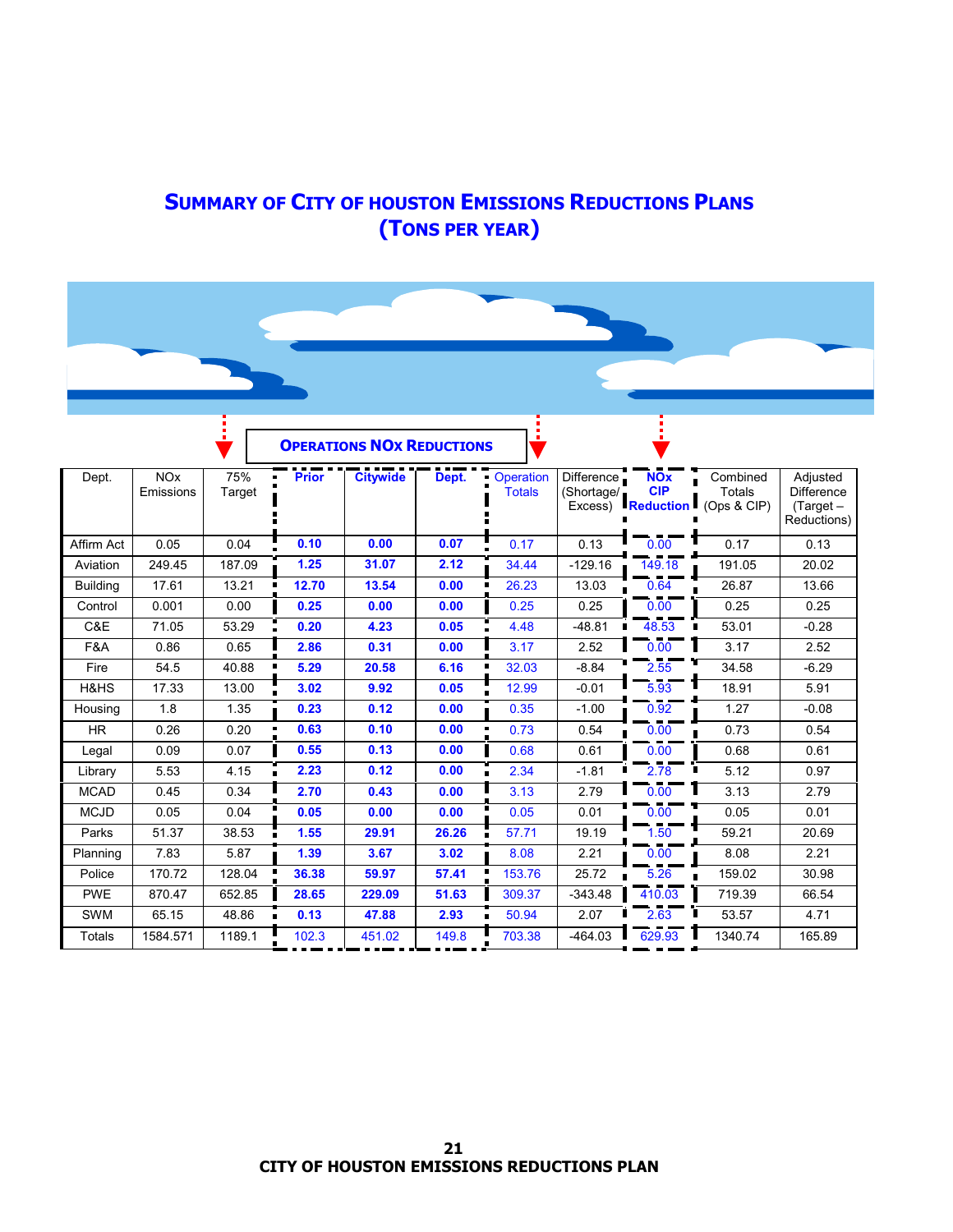# SUMMARY OF CITY OF HOUSTON EMISSIONS REDUCTIONS PLANS (TONS PER YEAR)

**OPERATIONS NOx REDUCTIONS**

| Dept. | NOx Emissions | 75% Target | **Prior** | **Citywide** | **Dept.** | Operation Totals | Difference (Shortage/ Excess) | **NOx CIP Reduction** | Combined Totals (Ops & CIP) | Adjusted Difference (Target – Reductions) |
|---|---|---|---|---|---|---|---|---|---|---|
| Affirm Act | 0.05 | 0.04 | **0.10** | **0.00** | **0.07** | 0.17 | 0.13 | 0.00 | 0.17 | 0.13 |
| Aviation | 249.45 | 187.09 | **1.25** | **31.07** | **2.12** | 34.44 | -129.16 | 149.18 | 191.05 | 20.02 |
| Building | 17.61 | 13.21 | **12.70** | **13.54** | **0.00** | 26.23 | 13.03 | 0.64 | 26.87 | 13.66 |
| Control | 0.001 | 0.00 | **0.25** | **0.00** | **0.00** | 0.25 | 0.25 | 0.00 | 0.25 | 0.25 |
| C&E | 71.05 | 53.29 | **0.20** | **4.23** | **0.05** | 4.48 | -48.81 | 48.53 | 53.01 | -0.28 |
| F&A | 0.86 | 0.65 | **2.86** | **0.31** | **0.00** | 3.17 | 2.52 | 0.00 | 3.17 | 2.52 |
| Fire | 54.5 | 40.88 | **5.29** | **20.58** | **6.16** | 32.03 | -8.84 | 2.55 | 34.58 | -6.29 |
| H&HS | 17.33 | 13.00 | **3.02** | **9.92** | **0.05** | 12.99 | -0.01 | 5.93 | 18.91 | 5.91 |
| Housing | 1.8 | 1.35 | **0.23** | **0.12** | **0.00** | 0.35 | -1.00 | 0.92 | 1.27 | -0.08 |
| HR | 0.26 | 0.20 | **0.63** | **0.10** | **0.00** | 0.73 | 0.54 | 0.00 | 0.73 | 0.54 |
| Legal | 0.09 | 0.07 | **0.55** | **0.13** | **0.00** | 0.68 | 0.61 | 0.00 | 0.68 | 0.61 |
| Library | 5.53 | 4.15 | **2.23** | **0.12** | **0.00** | 2.34 | -1.81 | 2.78 | 5.12 | 0.97 |
| MCAD | 0.45 | 0.34 | **2.70** | **0.43** | **0.00** | 3.13 | 2.79 | 0.00 | 3.13 | 2.79 |
| MCJD | 0.05 | 0.04 | **0.05** | **0.00** | **0.00** | 0.05 | 0.01 | 0.00 | 0.05 | 0.01 |
| Parks | 51.37 | 38.53 | **1.55** | **29.91** | **26.26** | 57.71 | 19.19 | 1.50 | 59.21 | 20.69 |
| Planning | 7.83 | 5.87 | **1.39** | **3.67** | **3.02** | 8.08 | 2.21 | 0.00 | 8.08 | 2.21 |
| Police | 170.72 | 128.04 | **36.38** | **59.97** | **57.41** | 153.76 | 25.72 | 5.26 | 159.02 | 30.98 |
| PWE | 870.47 | 652.85 | **28.65** | **229.09** | **51.63** | 309.37 | -343.48 | 410.03 | 719.39 | 66.54 |
| SWM | 65.15 | 48.86 | **0.13** | **47.88** | **2.93** | 50.94 | 2.07 | 2.63 | 53.57 | 4.71 |
| Totals | 1584.571 | 1189.1 | 102.3 | 451.02 | 149.8 | 703.38 | -464.03 | 629.93 | 1340.74 | 165.89 |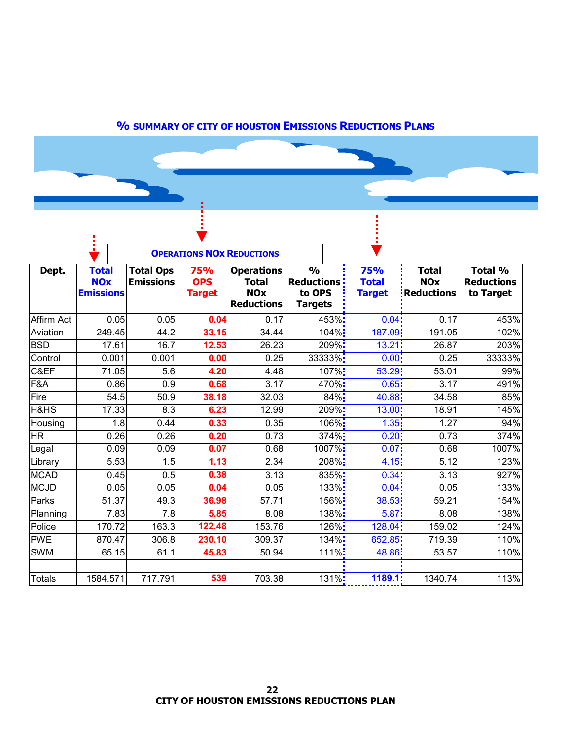## % SUMMARY OF CITY OF HOUSTON EMISSIONS REDUCTIONS PLANS

| Dept. | Total NOx Emissions | Total Ops Emissions | 75% OPS Target | Operations Total NOx Reductions | % Reductions to OPS Targets | 75% Total Target | Total NOx Reductions | Total % Reductions to Target |
|---|---|---|---|---|---|---|---|---|
| | | OPERATIONS NOx REDUCTIONS | | | | | | |
| Affirm Act | 0.05 | 0.05 | 0.04 | 0.17 | 453% | 0.04 | 0.17 | 453% |
| Aviation | 249.45 | 44.2 | 33.15 | 34.44 | 104% | 187.09 | 191.05 | 102% |
| BSD | 17.61 | 16.7 | 12.53 | 26.23 | 209% | 13.21 | 26.87 | 203% |
| Control | 0.001 | 0.001 | 0.00 | 0.25 | 33333% | 0.00 | 0.25 | 33333% |
| C&EF | 71.05 | 5.6 | 4.20 | 4.48 | 107% | 53.29 | 53.01 | 99% |
| F&A | 0.86 | 0.9 | 0.68 | 3.17 | 470% | 0.65 | 3.17 | 491% |
| Fire | 54.5 | 50.9 | 38.18 | 32.03 | 84% | 40.88 | 34.58 | 85% |
| H&HS | 17.33 | 8.3 | 6.23 | 12.99 | 209% | 13.00 | 18.91 | 145% |
| Housing | 1.8 | 0.44 | 0.33 | 0.35 | 106% | 1.35 | 1.27 | 94% |
| HR | 0.26 | 0.26 | 0.20 | 0.73 | 374% | 0.20 | 0.73 | 374% |
| Legal | 0.09 | 0.09 | 0.07 | 0.68 | 1007% | 0.07 | 0.68 | 1007% |
| Library | 5.53 | 1.5 | 1.13 | 2.34 | 208% | 4.15 | 5.12 | 123% |
| MCAD | 0.45 | 0.5 | 0.38 | 3.13 | 835% | 0.34 | 3.13 | 927% |
| MCJD | 0.05 | 0.05 | 0.04 | 0.05 | 133% | 0.04 | 0.05 | 133% |
| Parks | 51.37 | 49.3 | 36.98 | 57.71 | 156% | 38.53 | 59.21 | 154% |
| Planning | 7.83 | 7.8 | 5.85 | 8.08 | 138% | 5.87 | 8.08 | 138% |
| Police | 170.72 | 163.3 | 122.48 | 153.76 | 126% | 128.04 | 159.02 | 124% |
| PWE | 870.47 | 306.8 | 230.10 | 309.37 | 134% | 652.85 | 719.39 | 110% |
| SWM | 65.15 | 61.1 | 45.83 | 50.94 | 111% | 48.86 | 53.57 | 110% |
| | | | | | | | | |
| Totals | 1584.571 | 717.791 | 539 | 703.38 | 131% | 1189.1 | 1340.74 | 113% |

**CITY OF HOUSTON EMISSIONS REDUCTIONS PLAN**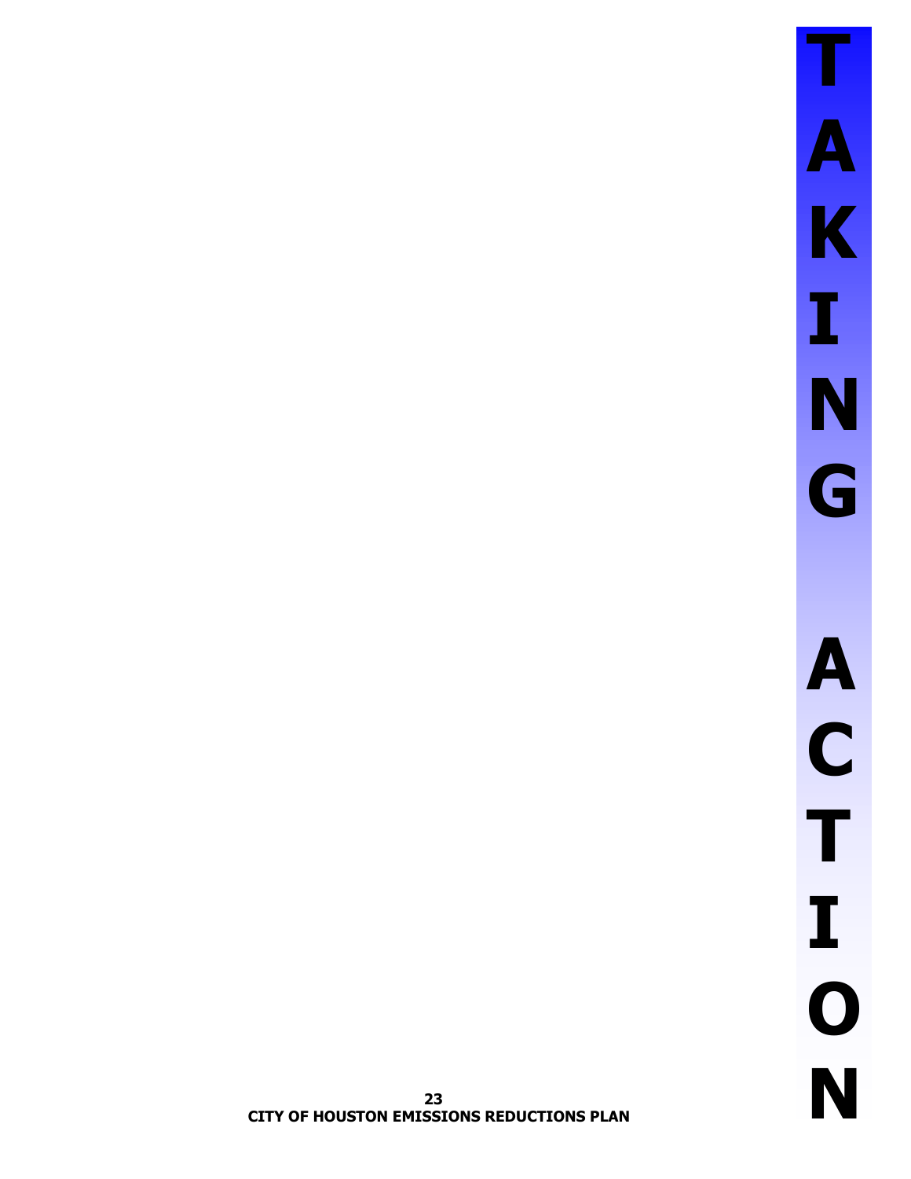# TAKING ACTION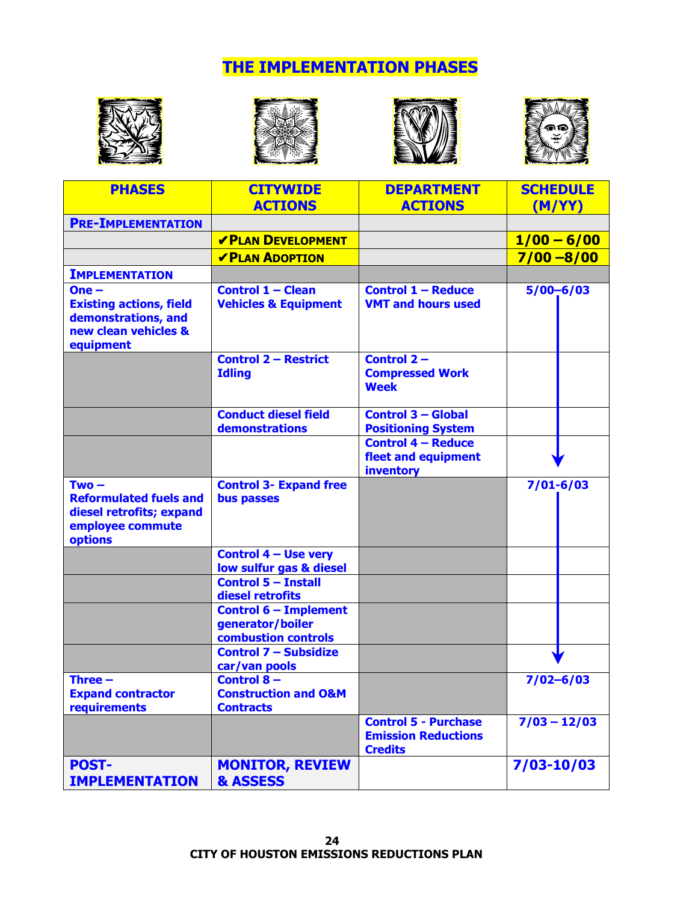# THE IMPLEMENTATION PHASES

| PHASES | CITYWIDE ACTIONS | DEPARTMENT ACTIONS | SCHEDULE (M/YY) |
|---|---|---|---|
| **PRE-IMPLEMENTATION** | | | |
| | ✔**PLAN DEVELOPMENT** | | **1/00 – 6/00** |
| | ✔**PLAN ADOPTION** | | **7/00 –8/00** |
| **IMPLEMENTATION** | | | |
| **One – Existing actions, field demonstrations, and new clean vehicles & equipment** | **Control 1 – Clean Vehicles & Equipment** | **Control 1 – Reduce VMT and hours used** | **5/00–6/03** |
| | **Control 2 – Restrict Idling** | **Control 2 – Compressed Work Week** | |
| | **Conduct diesel field demonstrations** | **Control 3 – Global Positioning System** | |
| | | **Control 4 – Reduce fleet and equipment inventory** | |
| **Two – Reformulated fuels and diesel retrofits; expand employee commute options** | **Control 3- Expand free bus passes** | | **7/01-6/03** |
| | **Control 4 – Use very low sulfur gas & diesel** | | |
| | **Control 5 – Install diesel retrofits** | | |
| | **Control 6 – Implement generator/boiler combustion controls** | | |
| | **Control 7 – Subsidize car/van pools** | | |
| **Three – Expand contractor requirements** | **Control 8 – Construction and O&M Contracts** | | **7/02–6/03** |
| | | **Control 5 - Purchase Emission Reductions Credits** | **7/03 – 12/03** |
| **POST-IMPLEMENTATION** | **MONITOR, REVIEW & ASSESS** | | **7/03-10/03** |

**CITY OF HOUSTON EMISSIONS REDUCTIONS PLAN**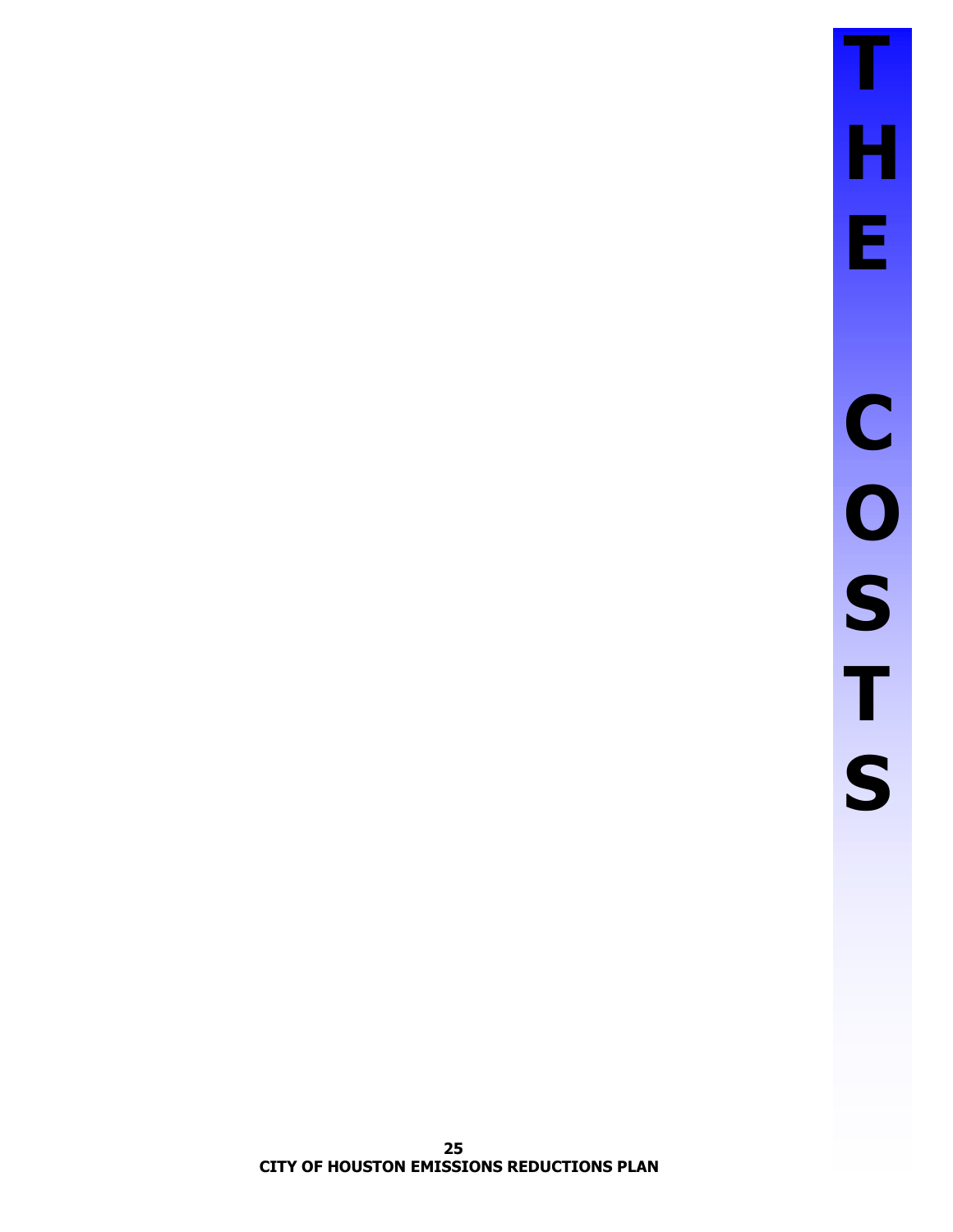# THE COSTS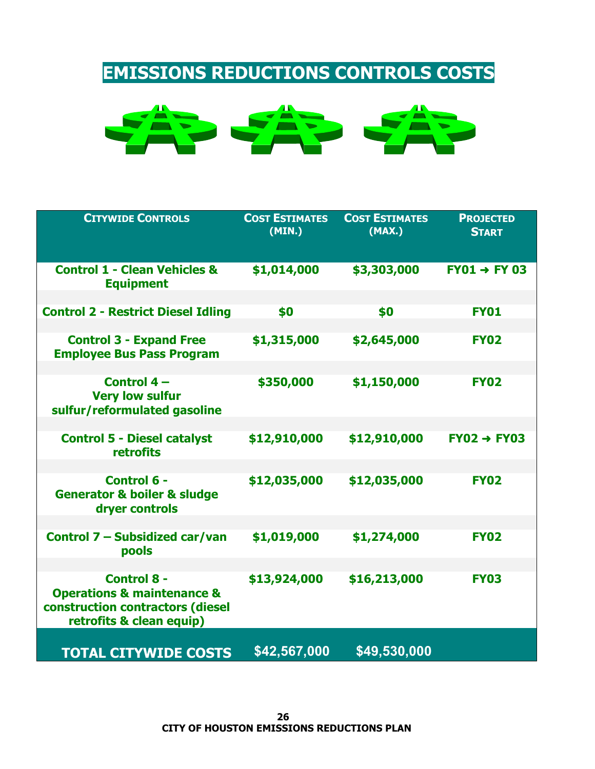# EMISSIONS REDUCTIONS CONTROLS COSTS

| CITYWIDE CONTROLS | COST ESTIMATES (MIN.) | COST ESTIMATES (MAX.) | PROJECTED START |
|---|---|---|---|
| Control 1 - Clean Vehicles & Equipment | $1,014,000 | $3,303,000 | FY01 → FY 03 |
| Control 2 - Restrict Diesel Idling | $0 | $0 | FY01 |
| Control 3 - Expand Free Employee Bus Pass Program | $1,315,000 | $2,645,000 | FY02 |
| Control 4 – Very low sulfur sulfur/reformulated gasoline | $350,000 | $1,150,000 | FY02 |
| Control 5 - Diesel catalyst retrofits | $12,910,000 | $12,910,000 | FY02 → FY03 |
| Control 6 - Generator & boiler & sludge dryer controls | $12,035,000 | $12,035,000 | FY02 |
| Control 7 – Subsidized car/van pools | $1,019,000 | $1,274,000 | FY02 |
| Control 8 - Operations & maintenance & construction contractors (diesel retrofits & clean equip) | $13,924,000 | $16,213,000 | FY03 |
| **TOTAL CITYWIDE COSTS** | **$42,567,000** | **$49,530,000** | |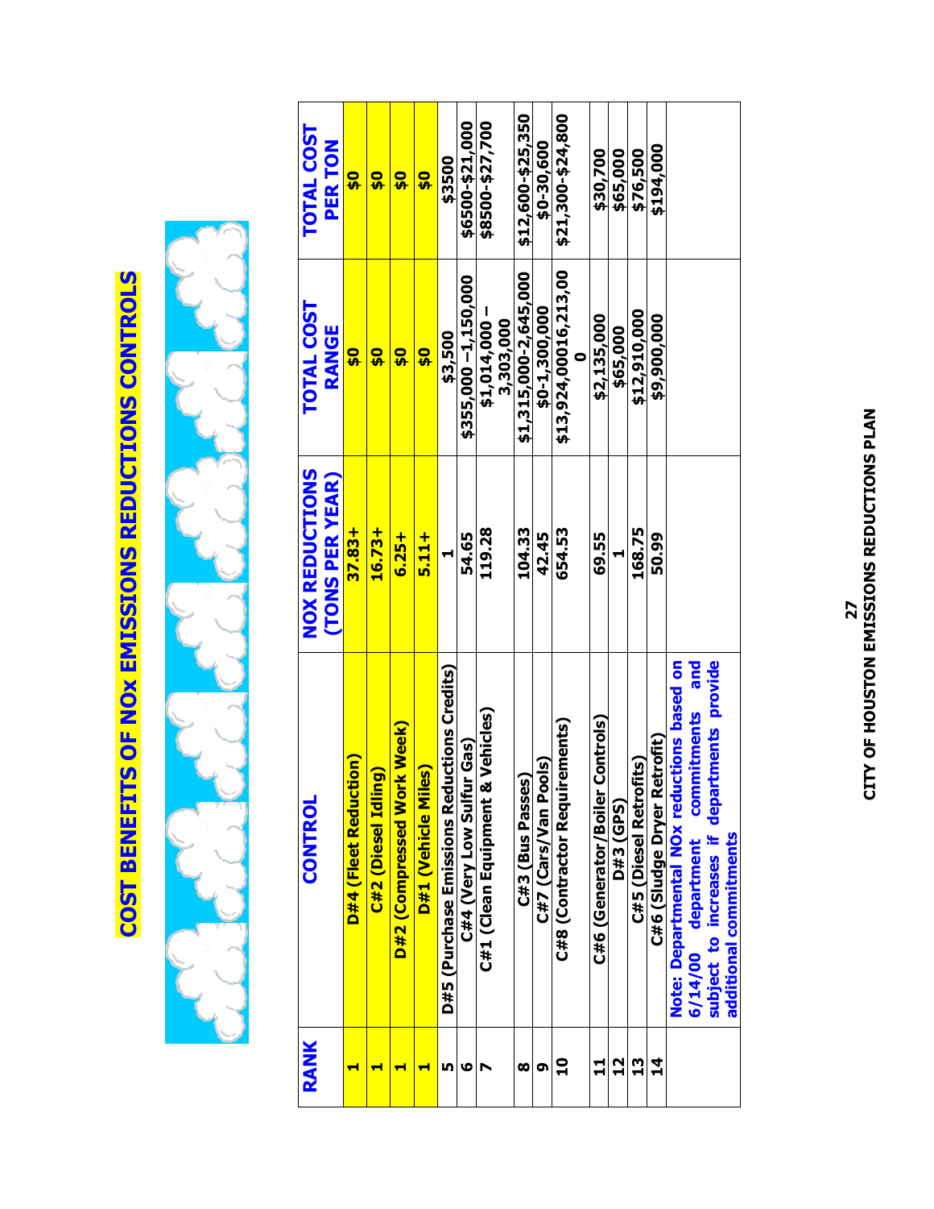# COST BENEFITS OF NOx EMISSIONS REDUCTIONS CONTROLS

| RANK | CONTROL | NOX REDUCTIONS (TONS PER YEAR) | TOTAL COST RANGE | TOTAL COST PER TON |
|---|---|---|---|---|
| 1 | D#4 (Fleet Reduction) | 37.83+ | $0 | $0 |
| 1 | C#2 (Diesel Idling) | 16.73+ | $0 | $0 |
| 1 | D#2 (Compressed Work Week) | 6.25+ | $0 | $0 |
| 1 | D#1 (Vehicle Miles) | 5.11+ | $0 | $0 |
| 5 | D#5 (Purchase Emissions Reductions Credits) | 1 | $3,500 | $3500 |
| 6 | C#4 (Very Low Sulfur Gas) | 54.65 | $355,000 –1,150,000 | $6500-$21,000 |
| 7 | C#1 (Clean Equipment & Vehicles) | 119.28 | $1,014,000 – 3,303,000 | $8500-$27,700 |
| 8 | C#3 (Bus Passes) | 104.33 | $1,315,000-2,645,000 | $12,600-$25,350 |
| 9 | C#7 (Cars/Van Pools) | 42.45 | $0-1,300,000 | $0-30,600 |
| 10 | C#8 (Contractor Requirements) | 654.53 | $13,924,00016,213,000 | $21,300-$24,800 |
| 11 | C#6 (Generator/Boiler Controls) | 69.55 | $2,135,000 | $30,700 |
| 12 | D#3 (GPS) | 1 | $65,000 | $65,000 |
| 13 | C#5 (Diesel Retrofits) | 168.75 | $12,910,000 | $76,500 |
| 14 | C#6 (Sludge Dryer Retrofit) | 50.99 | $9,900,000 | $194,000 |
| | Note: Departmental NOx reductions based on 6/14/00 department commitments and subject to increases if departments provide additional commitments | | | |

CITY OF HOUSTON EMISSIONS REDUCTIONS PLAN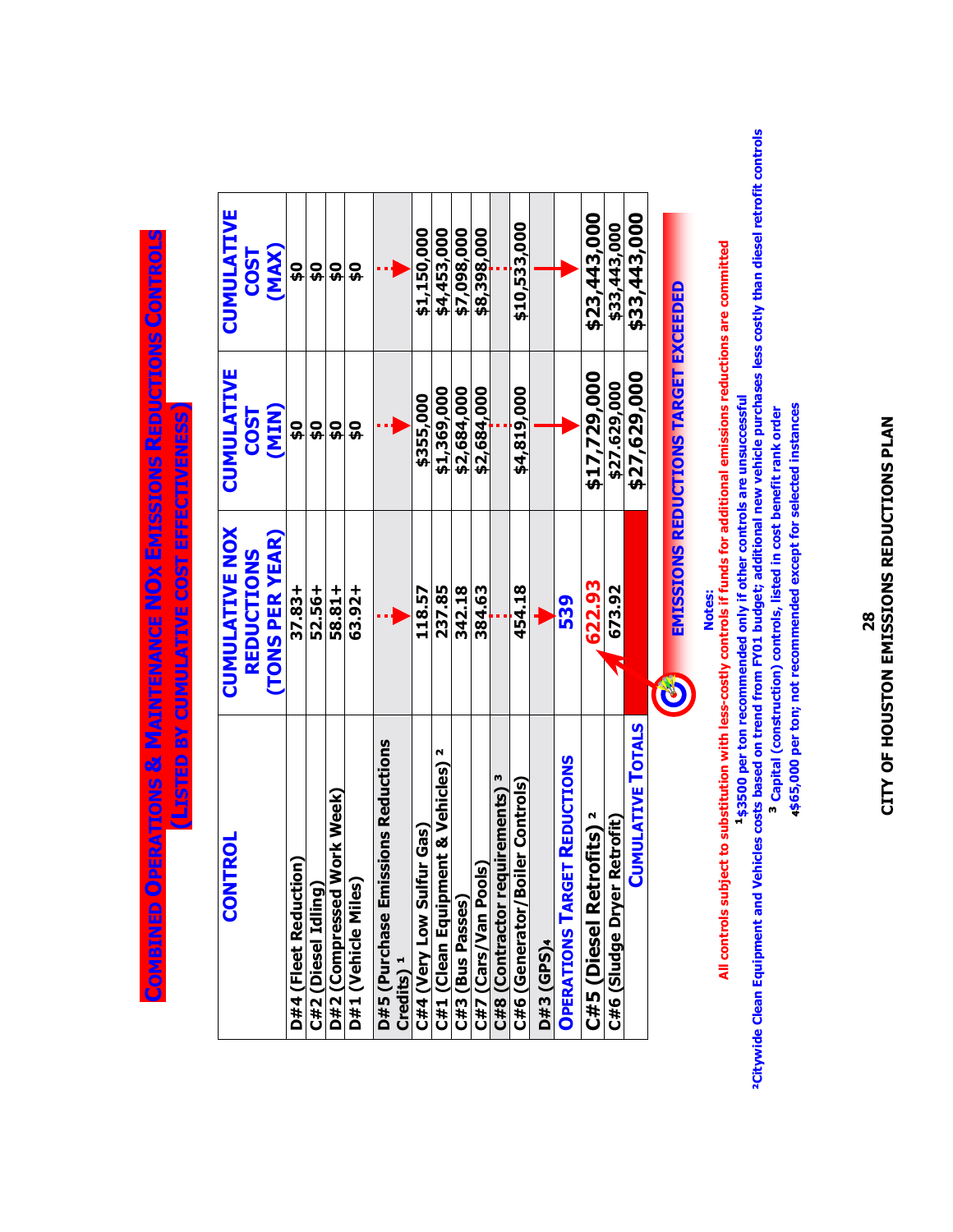# COMBINED OPERATIONS & MAINTENANCE NOx EMISSIONS REDUCTIONS CONTROLS

## (LISTED BY CUMULATIVE COST EFFECTIVENESS)

| CONTROL | CUMULATIVE NOX REDUCTIONS (TONS PER YEAR) | CUMULATIVE COST (MIN) | CUMULATIVE COST (MAX) |
|---|---|---|---|
| D#4 (Fleet Reduction) | 37.83+ | $0 | $0 |
| C#2 (Diesel Idling) | 52.56+ | $0 | $0 |
| D#2 (Compressed Work Week) | 58.81+ | $0 | $0 |
| D#1 (Vehicle Miles) | 63.92+ | $0 | $0 |
| D#5 (Purchase Emissions Reductions Credits) [1] | | | |
| C#4 (Very Low Sulfur Gas) | 118.57 | $355,000 | $1,150,000 |
| C#1 (Clean Equipment & Vehicles) [2] | 237.85 | $1,369,000 | $4,453,000 |
| C#3 (Bus Passes) | 342.18 | $2,684,000 | $7,098,000 |
| C#7 (Cars/Van Pools) | 384.63 | $2,684,000 | $8,398,000 |
| C#8 (Contractor requirements) [3] | | | |
| C#6 (Generator/Boiler Controls) | 454.18 | $4,819,000 | $10,533,000 |
| D#3 (GPS) [4] | | | |
| **OPERATIONS TARGET REDUCTIONS** | **539** | | |
| C#5 (Diesel Retrofits) [2] | 622.93 | $17,729,000 | $23,443,000 |
| C#6 (Sludge Dryer Retrofit) | 673.92 | $27,629,000 | $33,443,000 |
| **CUMULATIVE TOTALS** | | **$27,629,000** | **$33,443,000** |

**EMISSIONS REDUCTIONS TARGET EXCEEDED**

**Notes:**

All controls subject to substitution with less-costly controls if funds for additional emissions reductions are committed

[1] $3500 per ton recommended only if other controls are unsuccessful

[2] Citywide Clean Equipment and Vehicles costs based on trend from FY01 budget; additional new vehicle purchases less costly than diesel retrofit controls

[3] Capital (construction) controls, listed in cost benefit rank order

[4] $65,000 per ton; not recommended except for selected instances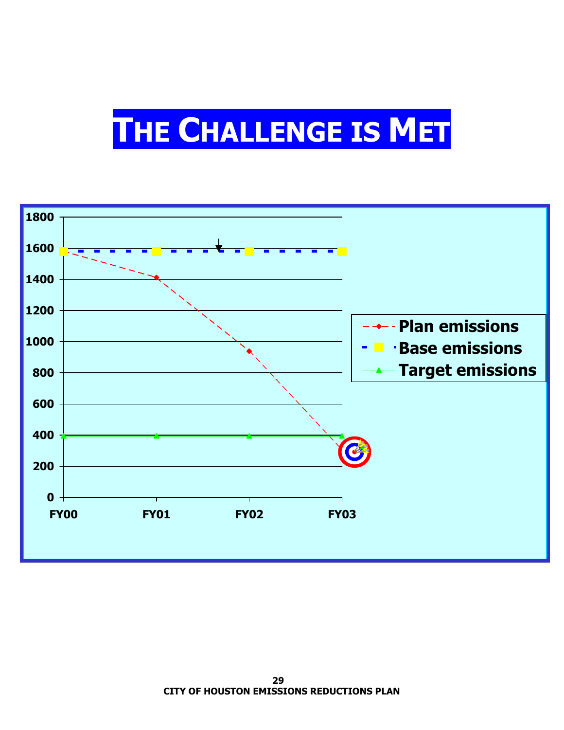# THE CHALLENGE IS MET

Plan emissions

Base emissions

Target emissions

FY00 FY01 FY02 FY03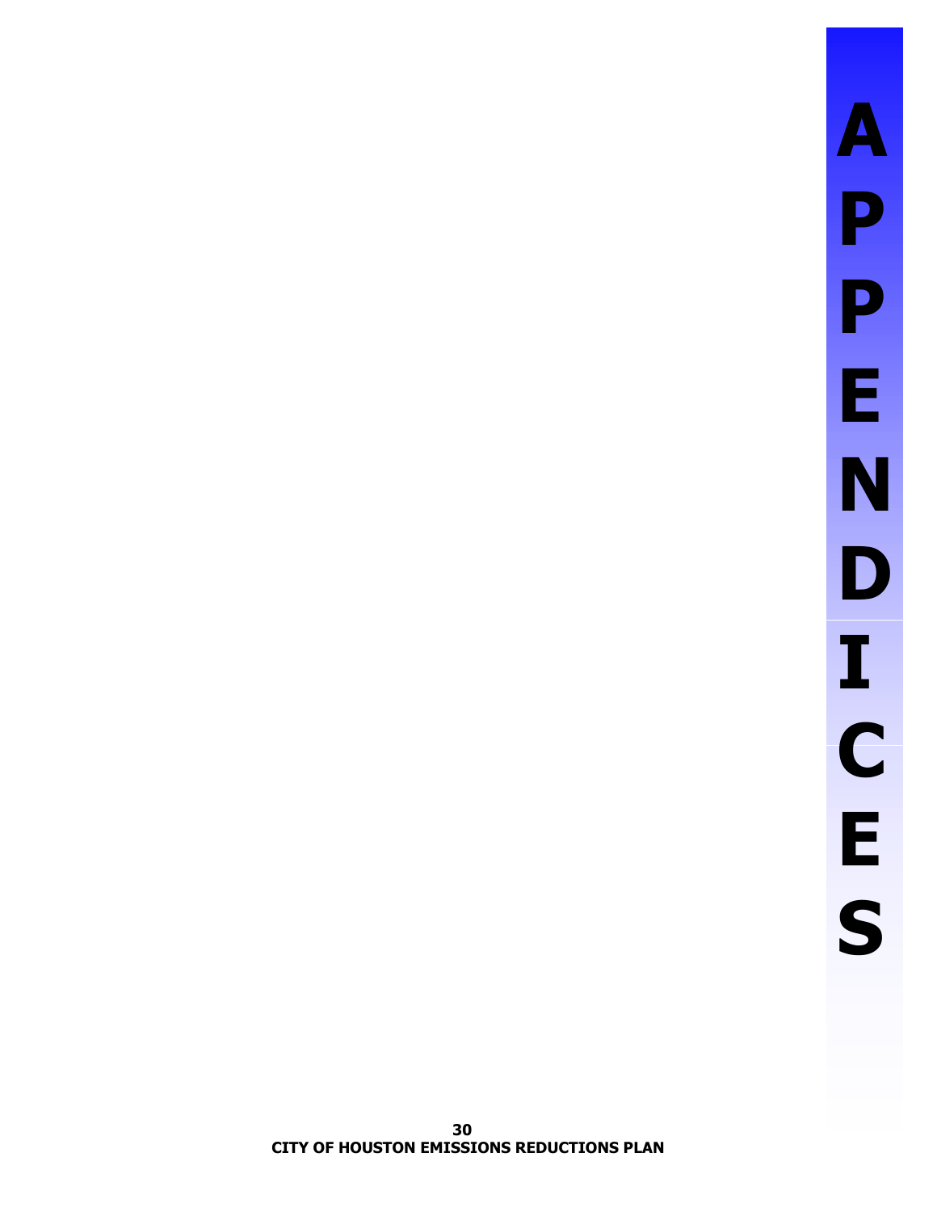# APPENDICES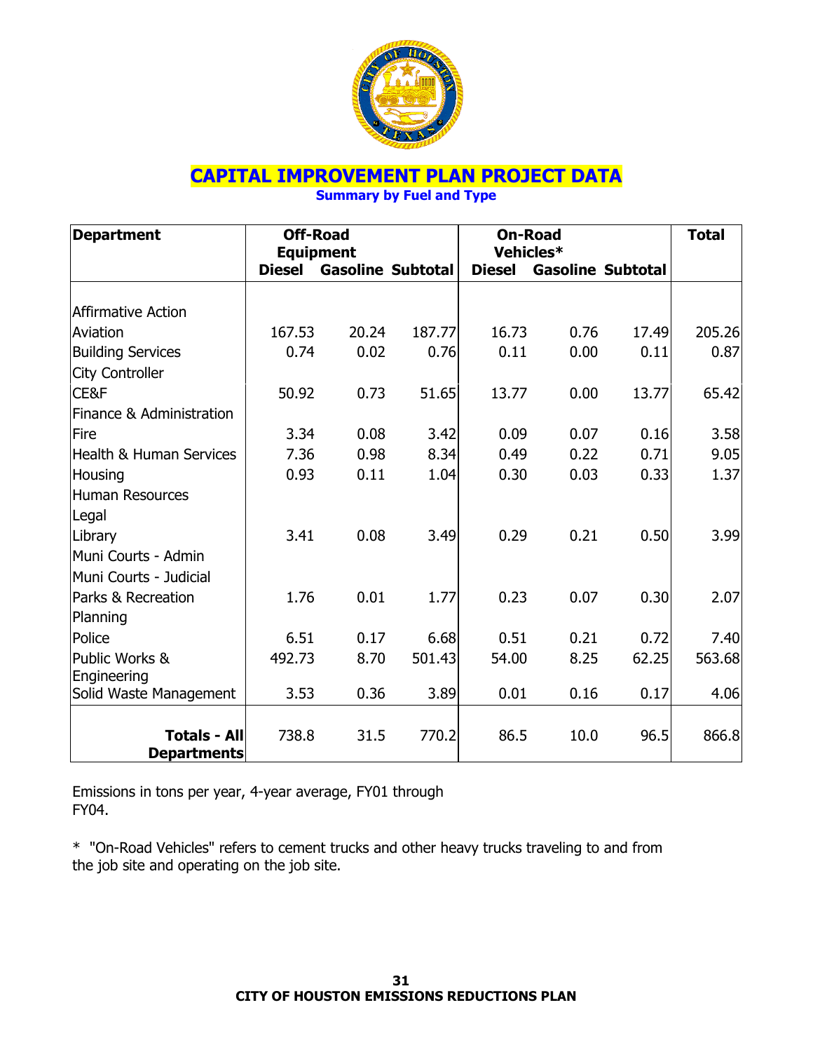# CAPITAL IMPROVEMENT PLAN PROJECT DATA

### Summary by Fuel and Type

| Department | Off-Road Equipment | | | On-Road Vehicles* | | | Total |
|---|---|---|---|---|---|---|---|
| | Diesel | Gasoline | Subtotal | Diesel | Gasoline | Subtotal | |
| Affirmative Action | | | | | | | |
| Aviation | 167.53 | 20.24 | 187.77 | 16.73 | 0.76 | 17.49 | 205.26 |
| Building Services | 0.74 | 0.02 | 0.76 | 0.11 | 0.00 | 0.11 | 0.87 |
| City Controller | | | | | | | |
| CE&F | 50.92 | 0.73 | 51.65 | 13.77 | 0.00 | 13.77 | 65.42 |
| Finance & Administration | | | | | | | |
| Fire | 3.34 | 0.08 | 3.42 | 0.09 | 0.07 | 0.16 | 3.58 |
| Health & Human Services | 7.36 | 0.98 | 8.34 | 0.49 | 0.22 | 0.71 | 9.05 |
| Housing | 0.93 | 0.11 | 1.04 | 0.30 | 0.03 | 0.33 | 1.37 |
| Human Resources | | | | | | | |
| Legal | | | | | | | |
| Library | 3.41 | 0.08 | 3.49 | 0.29 | 0.21 | 0.50 | 3.99 |
| Muni Courts - Admin | | | | | | | |
| Muni Courts - Judicial | | | | | | | |
| Parks & Recreation | 1.76 | 0.01 | 1.77 | 0.23 | 0.07 | 0.30 | 2.07 |
| Planning | | | | | | | |
| Police | 6.51 | 0.17 | 6.68 | 0.51 | 0.21 | 0.72 | 7.40 |
| Public Works & Engineering | 492.73 | 8.70 | 501.43 | 54.00 | 8.25 | 62.25 | 563.68 |
| Solid Waste Management | 3.53 | 0.36 | 3.89 | 0.01 | 0.16 | 0.17 | 4.06 |
| **Totals - All Departments** | 738.8 | 31.5 | 770.2 | 86.5 | 10.0 | 96.5 | 866.8 |

Emissions in tons per year, 4-year average, FY01 through FY04.

* "On-Road Vehicles" refers to cement trucks and other heavy trucks traveling to and from the job site and operating on the job site.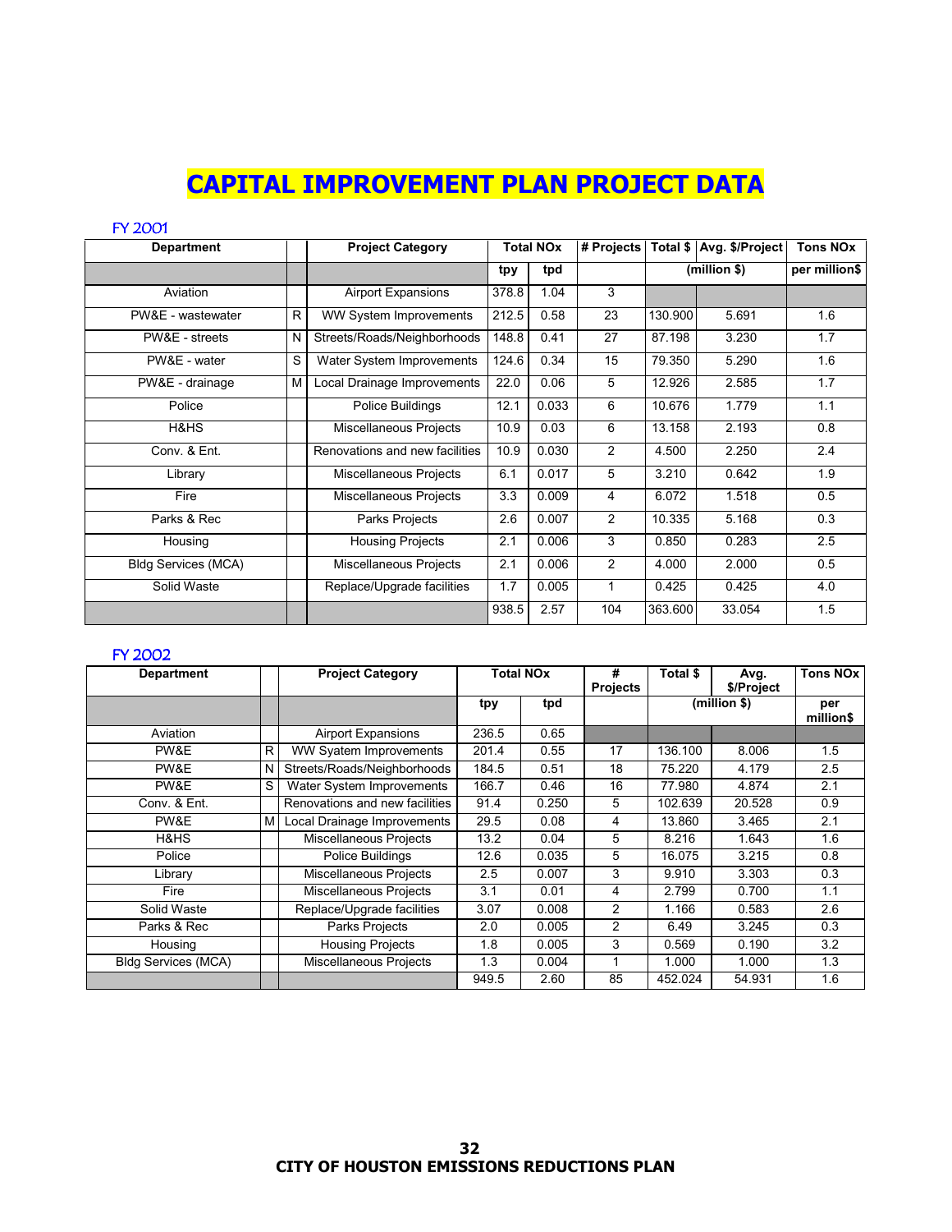# CAPITAL IMPROVEMENT PLAN PROJECT DATA

## FY 2001

| Department | | Project Category | Total NOx | | # Projects | Total $ | Avg. $/Project | Tons NOx |
|---|---|---|---|---|---|---|---|---|
| | | | tpy | tpd | | (million $) | | per million$ |
| Aviation | | Airport Expansions | 378.8 | 1.04 | 3 | | | |
| PW&E - wastewater | R | WW System Improvements | 212.5 | 0.58 | 23 | 130.900 | 5.691 | 1.6 |
| PW&E - streets | N | Streets/Roads/Neighborhoods | 148.8 | 0.41 | 27 | 87.198 | 3.230 | 1.7 |
| PW&E - water | S | Water System Improvements | 124.6 | 0.34 | 15 | 79.350 | 5.290 | 1.6 |
| PW&E - drainage | M | Local Drainage Improvements | 22.0 | 0.06 | 5 | 12.926 | 2.585 | 1.7 |
| Police | | Police Buildings | 12.1 | 0.033 | 6 | 10.676 | 1.779 | 1.1 |
| H&HS | | Miscellaneous Projects | 10.9 | 0.03 | 6 | 13.158 | 2.193 | 0.8 |
| Conv. & Ent. | | Renovations and new facilities | 10.9 | 0.030 | 2 | 4.500 | 2.250 | 2.4 |
| Library | | Miscellaneous Projects | 6.1 | 0.017 | 5 | 3.210 | 0.642 | 1.9 |
| Fire | | Miscellaneous Projects | 3.3 | 0.009 | 4 | 6.072 | 1.518 | 0.5 |
| Parks & Rec | | Parks Projects | 2.6 | 0.007 | 2 | 10.335 | 5.168 | 0.3 |
| Housing | | Housing Projects | 2.1 | 0.006 | 3 | 0.850 | 0.283 | 2.5 |
| Bldg Services (MCA) | | Miscellaneous Projects | 2.1 | 0.006 | 2 | 4.000 | 2.000 | 0.5 |
| Solid Waste | | Replace/Upgrade facilities | 1.7 | 0.005 | 1 | 0.425 | 0.425 | 4.0 |
| | | | 938.5 | 2.57 | 104 | 363.600 | 33.054 | 1.5 |

## FY 2002

| Department | | Project Category | Total NOx | | # Projects | Total $ | Avg. $/Project | Tons NOx |
|---|---|---|---|---|---|---|---|---|
| | | | tpy | tpd | | (million $) | | per million$ |
| Aviation | | Airport Expansions | 236.5 | 0.65 | | | | |
| PW&E | R | WW Syatem Improvements | 201.4 | 0.55 | 17 | 136.100 | 8.006 | 1.5 |
| PW&E | N | Streets/Roads/Neighborhoods | 184.5 | 0.51 | 18 | 75.220 | 4.179 | 2.5 |
| PW&E | S | Water System Improvements | 166.7 | 0.46 | 16 | 77.980 | 4.874 | 2.1 |
| Conv. & Ent. | | Renovations and new facilities | 91.4 | 0.250 | 5 | 102.639 | 20.528 | 0.9 |
| PW&E | M | Local Drainage Improvements | 29.5 | 0.08 | 4 | 13.860 | 3.465 | 2.1 |
| H&HS | | Miscellaneous Projects | 13.2 | 0.04 | 5 | 8.216 | 1.643 | 1.6 |
| Police | | Police Buildings | 12.6 | 0.035 | 5 | 16.075 | 3.215 | 0.8 |
| Library | | Miscellaneous Projects | 2.5 | 0.007 | 3 | 9.910 | 3.303 | 0.3 |
| Fire | | Miscellaneous Projects | 3.1 | 0.01 | 4 | 2.799 | 0.700 | 1.1 |
| Solid Waste | | Replace/Upgrade facilities | 3.07 | 0.008 | 2 | 1.166 | 0.583 | 2.6 |
| Parks & Rec | | Parks Projects | 2.0 | 0.005 | 2 | 6.49 | 3.245 | 0.3 |
| Housing | | Housing Projects | 1.8 | 0.005 | 3 | 0.569 | 0.190 | 3.2 |
| Bldg Services (MCA) | | Miscellaneous Projects | 1.3 | 0.004 | 1 | 1.000 | 1.000 | 1.3 |
| | | | 949.5 | 2.60 | 85 | 452.024 | 54.931 | 1.6 |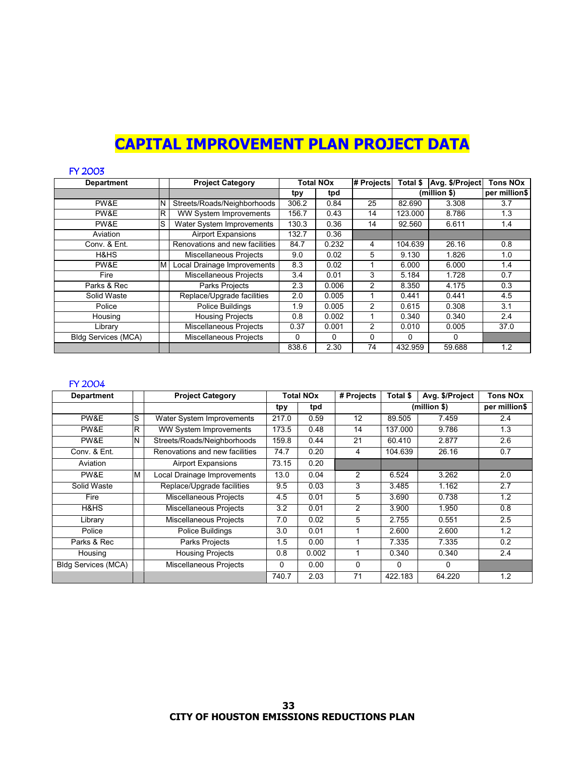# CAPITAL IMPROVEMENT PLAN PROJECT DATA

## FY 2003

| Department | | Project Category | Total NOx | | # Projects | Total $ | Avg. $/Project | Tons NOx |
|---|---|---|---|---|---|---|---|---|
| | | | tpy | tpd | | (million $) | | per million$ |
| PW&E | N | Streets/Roads/Neighborhoods | 306.2 | 0.84 | 25 | 82.690 | 3.308 | 3.7 |
| PW&E | R | WW System Improvements | 156.7 | 0.43 | 14 | 123.000 | 8.786 | 1.3 |
| PW&E | S | Water System Improvements | 130.3 | 0.36 | 14 | 92.560 | 6.611 | 1.4 |
| Aviation | | Airport Expansions | 132.7 | 0.36 | | | | |
| Conv. & Ent. | | Renovations and new facilities | 84.7 | 0.232 | 4 | 104.639 | 26.16 | 0.8 |
| H&HS | | Miscellaneous Projects | 9.0 | 0.02 | 5 | 9.130 | 1.826 | 1.0 |
| PW&E | M | Local Drainage Improvements | 8.3 | 0.02 | 1 | 6.000 | 6.000 | 1.4 |
| Fire | | Miscellaneous Projects | 3.4 | 0.01 | 3 | 5.184 | 1.728 | 0.7 |
| Parks & Rec | | Parks Projects | 2.3 | 0.006 | 2 | 8.350 | 4.175 | 0.3 |
| Solid Waste | | Replace/Upgrade facilities | 2.0 | 0.005 | 1 | 0.441 | 0.441 | 4.5 |
| Police | | Police Buildings | 1.9 | 0.005 | 2 | 0.615 | 0.308 | 3.1 |
| Housing | | Housing Projects | 0.8 | 0.002 | 1 | 0.340 | 0.340 | 2.4 |
| Library | | Miscellaneous Projects | 0.37 | 0.001 | 2 | 0.010 | 0.005 | 37.0 |
| Bldg Services (MCA) | | Miscellaneous Projects | 0 | 0 | 0 | 0 | 0 | |
| | | | 838.6 | 2.30 | 74 | 432.959 | 59.688 | 1.2 |

## FY 2004

| Department | | Project Category | Total NOx | | # Projects | Total $ | Avg. $/Project | Tons NOx |
|---|---|---|---|---|---|---|---|---|
| | | | tpy | tpd | | (million $) | | per million$ |
| PW&E | S | Water System Improvements | 217.0 | 0.59 | 12 | 89.505 | 7.459 | 2.4 |
| PW&E | R | WW System Improvements | 173.5 | 0.48 | 14 | 137.000 | 9.786 | 1.3 |
| PW&E | N | Streets/Roads/Neighborhoods | 159.8 | 0.44 | 21 | 60.410 | 2.877 | 2.6 |
| Conv. & Ent. | | Renovations and new facilities | 74.7 | 0.20 | 4 | 104.639 | 26.16 | 0.7 |
| Aviation | | Airport Expansions | 73.15 | 0.20 | | | | |
| PW&E | M | Local Drainage Improvements | 13.0 | 0.04 | 2 | 6.524 | 3.262 | 2.0 |
| Solid Waste | | Replace/Upgrade facilities | 9.5 | 0.03 | 3 | 3.485 | 1.162 | 2.7 |
| Fire | | Miscellaneous Projects | 4.5 | 0.01 | 5 | 3.690 | 0.738 | 1.2 |
| H&HS | | Miscellaneous Projects | 3.2 | 0.01 | 2 | 3.900 | 1.950 | 0.8 |
| Library | | Miscellaneous Projects | 7.0 | 0.02 | 5 | 2.755 | 0.551 | 2.5 |
| Police | | Police Buildings | 3.0 | 0.01 | 1 | 2.600 | 2.600 | 1.2 |
| Parks & Rec | | Parks Projects | 1.5 | 0.00 | 1 | 7.335 | 7.335 | 0.2 |
| Housing | | Housing Projects | 0.8 | 0.002 | 1 | 0.340 | 0.340 | 2.4 |
| Bldg Services (MCA) | | Miscellaneous Projects | 0 | 0.00 | 0 | 0 | 0 | |
| | | | 740.7 | 2.03 | 71 | 422.183 | 64.220 | 1.2 |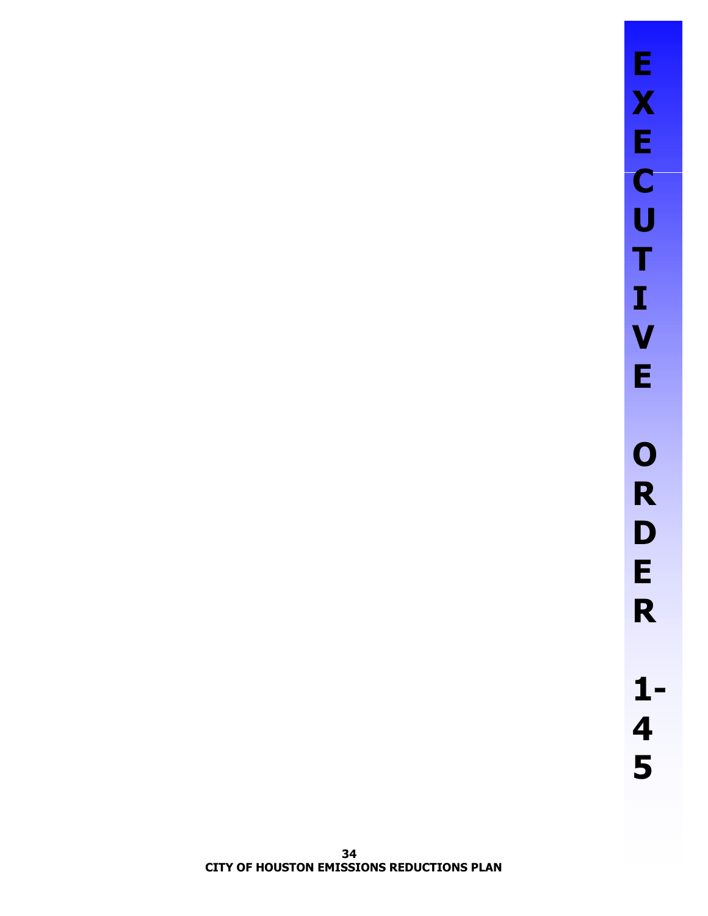# EXECUTIVE ORDER 1-45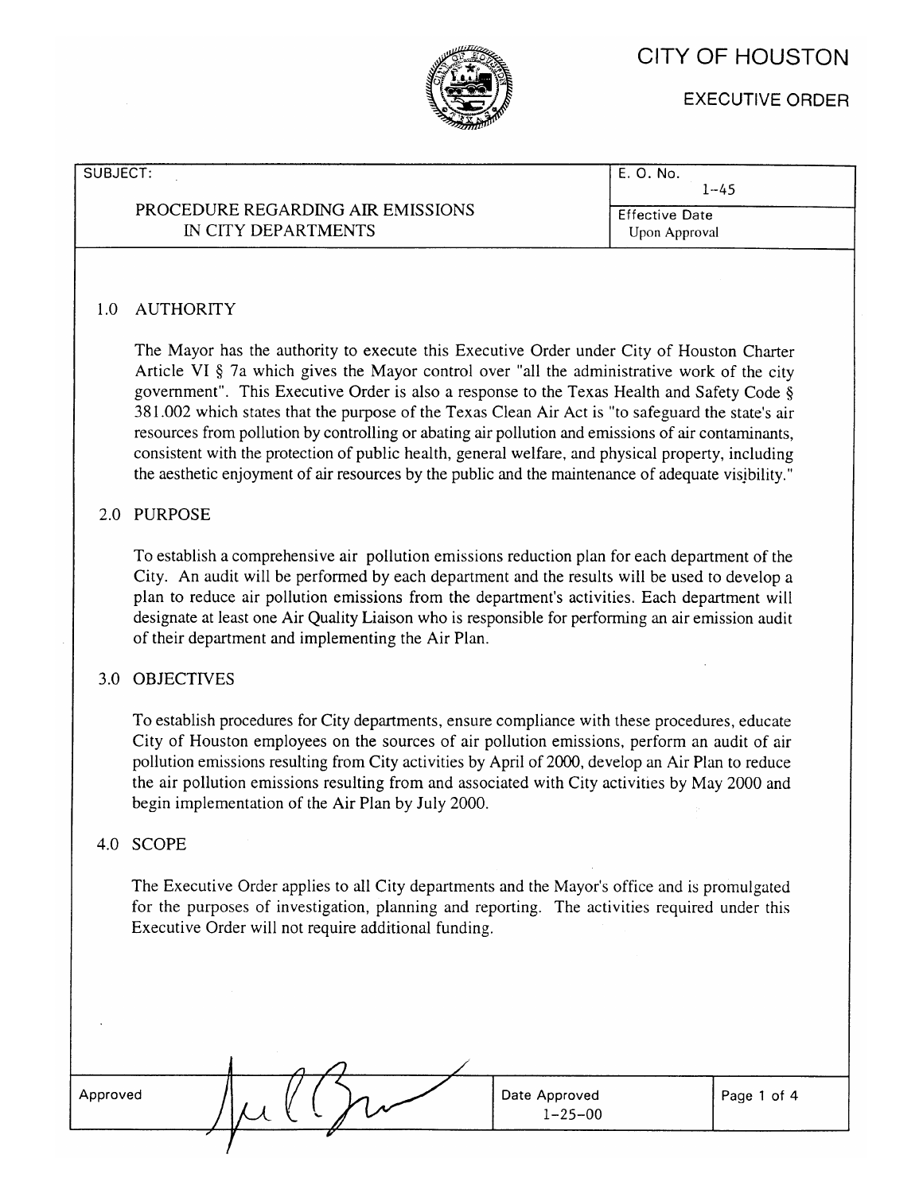# CITY OF HOUSTON

## EXECUTIVE ORDER

| SUBJECT: | E. O. No. |
|---|---|
| PROCEDURE REGARDING AIR EMISSIONS IN CITY DEPARTMENTS | 1-45 |
| | Effective Date: Upon Approval |

## 1.0 AUTHORITY

The Mayor has the authority to execute this Executive Order under City of Houston Charter Article VI § 7a which gives the Mayor control over "all the administrative work of the city government". This Executive Order is also a response to the Texas Health and Safety Code § 381.002 which states that the purpose of the Texas Clean Air Act is "to safeguard the state's air resources from pollution by controlling or abating air pollution and emissions of air contaminants, consistent with the protection of public health, general welfare, and physical property, including the aesthetic enjoyment of air resources by the public and the maintenance of adequate visibility."

## 2.0 PURPOSE

To establish a comprehensive air pollution emissions reduction plan for each department of the City. An audit will be performed by each department and the results will be used to develop a plan to reduce air pollution emissions from the department's activities. Each department will designate at least one Air Quality Liaison who is responsible for performing an air emission audit of their department and implementing the Air Plan.

## 3.0 OBJECTIVES

To establish procedures for City departments, ensure compliance with these procedures, educate City of Houston employees on the sources of air pollution emissions, perform an audit of air pollution emissions resulting from City activities by April of 2000, develop an Air Plan to reduce the air pollution emissions resulting from and associated with City activities by May 2000 and begin implementation of the Air Plan by July 2000.

## 4.0 SCOPE

The Executive Order applies to all City departments and the Mayor's office and is promulgated for the purposes of investigation, planning and reporting. The activities required under this Executive Order will not require additional funding.

| Approved | Date Approved |
|---|---|
| [signature] | 1-25-00 |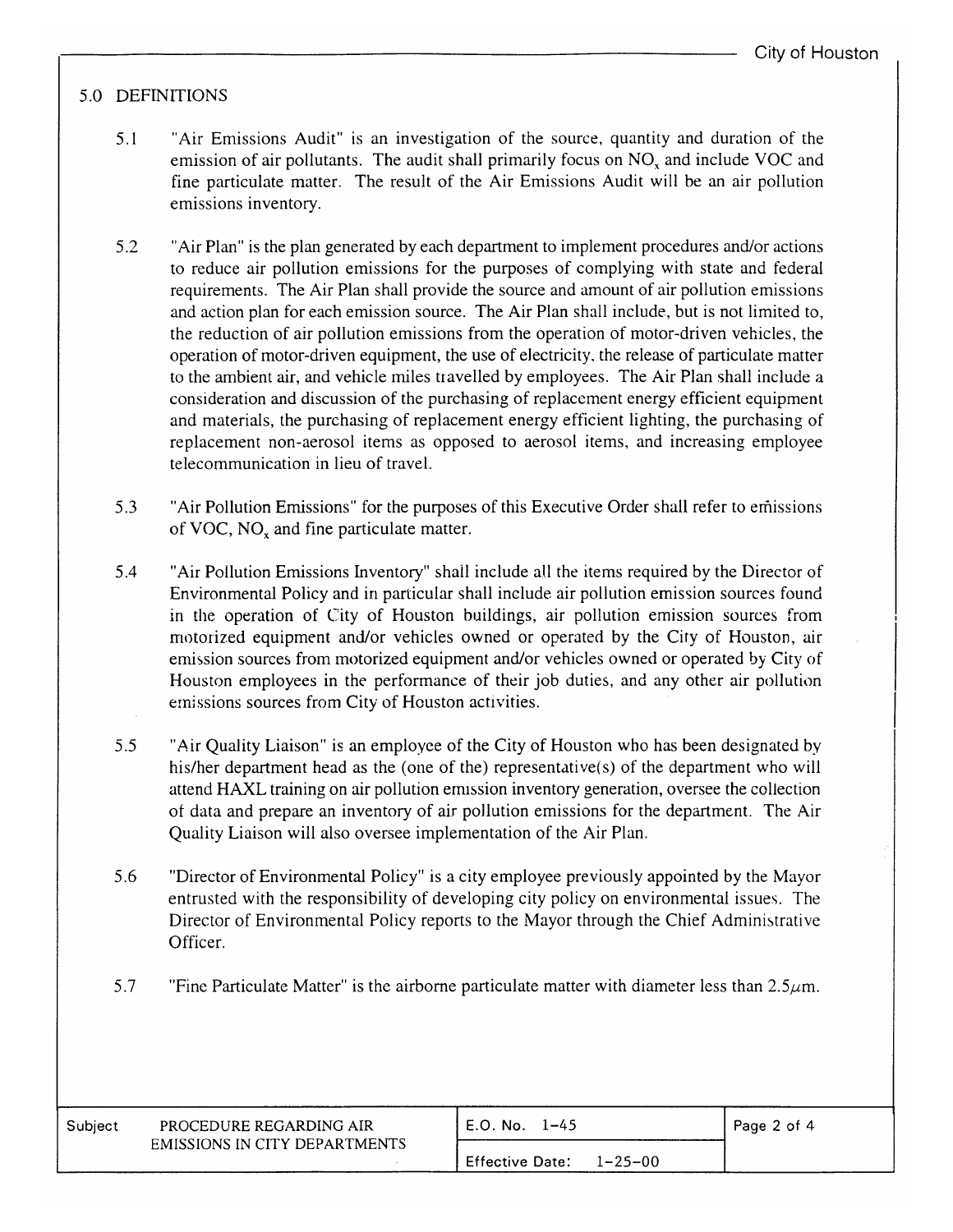## 5.0 DEFINITIONS

5.1 "Air Emissions Audit" is an investigation of the source, quantity and duration of the emission of air pollutants. The audit shall primarily focus on $NO_x$ and include VOC and fine particulate matter. The result of the Air Emissions Audit will be an air pollution emissions inventory.

5.2 "Air Plan" is the plan generated by each department to implement procedures and/or actions to reduce air pollution emissions for the purposes of complying with state and federal requirements. The Air Plan shall provide the source and amount of air pollution emissions and action plan for each emission source. The Air Plan shall include, but is not limited to, the reduction of air pollution emissions from the operation of motor-driven vehicles, the operation of motor-driven equipment, the use of electricity, the release of particulate matter to the ambient air, and vehicle miles travelled by employees. The Air Plan shall include a consideration and discussion of the purchasing of replacement energy efficient equipment and materials, the purchasing of replacement energy efficient lighting, the purchasing of replacement non-aerosol items as opposed to aerosol items, and increasing employee telecommunication in lieu of travel.

5.3 "Air Pollution Emissions" for the purposes of this Executive Order shall refer to emissions of VOC, $NO_x$ and fine particulate matter.

5.4 "Air Pollution Emissions Inventory" shall include all the items required by the Director of Environmental Policy and in particular shall include air pollution emission sources found in the operation of City of Houston buildings, air pollution emission sources from motorized equipment and/or vehicles owned or operated by the City of Houston, air emission sources from motorized equipment and/or vehicles owned or operated by City of Houston employees in the performance of their job duties, and any other air pollution emissions sources from City of Houston activities.

5.5 "Air Quality Liaison" is an employee of the City of Houston who has been designated by his/her department head as the (one of the) representative(s) of the department who will attend HAXL training on air pollution emission inventory generation, oversee the collection of data and prepare an inventory of air pollution emissions for the department. The Air Quality Liaison will also oversee implementation of the Air Plan.

5.6 "Director of Environmental Policy" is a city employee previously appointed by the Mayor entrusted with the responsibility of developing city policy on environmental issues. The Director of Environmental Policy reports to the Mayor through the Chief Administrative Officer.

5.7 "Fine Particulate Matter" is the airborne particulate matter with diameter less than $2.5\mu m$.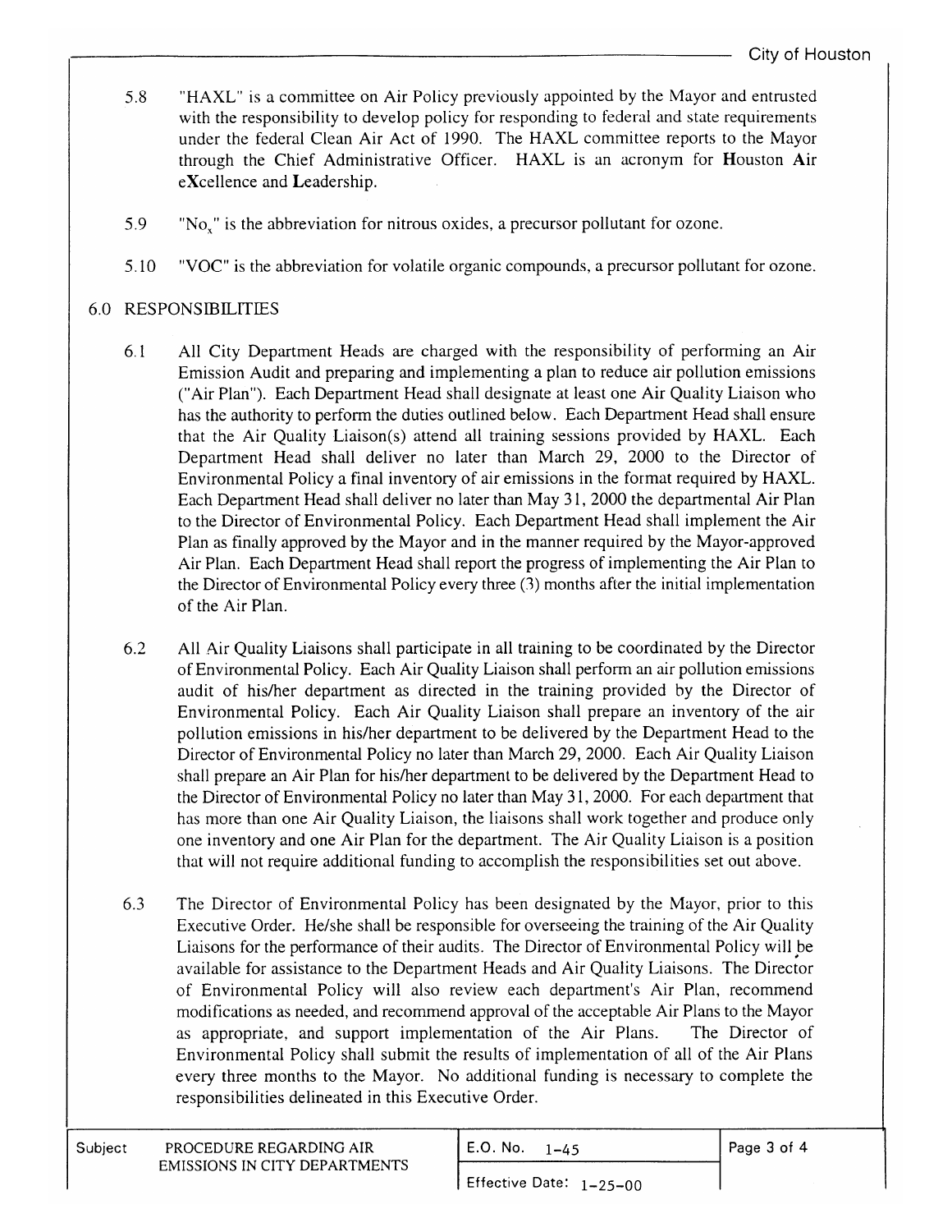5.8 "HAXL" is a committee on Air Policy previously appointed by the Mayor and entrusted with the responsibility to develop policy for responding to federal and state requirements under the federal Clean Air Act of 1990. The HAXL committee reports to the Mayor through the Chief Administrative Officer. HAXL is an acronym for **H**ouston **A**ir e**X**cellence and **L**eadership.

5.9 "$No_x$" is the abbreviation for nitrous oxides, a precursor pollutant for ozone.

5.10 "VOC" is the abbreviation for volatile organic compounds, a precursor pollutant for ozone.

## 6.0 RESPONSIBILITIES

6.1 All City Department Heads are charged with the responsibility of performing an Air Emission Audit and preparing and implementing a plan to reduce air pollution emissions ("Air Plan"). Each Department Head shall designate at least one Air Quality Liaison who has the authority to perform the duties outlined below. Each Department Head shall ensure that the Air Quality Liaison(s) attend all training sessions provided by HAXL. Each Department Head shall deliver no later than March 29, 2000 to the Director of Environmental Policy a final inventory of air emissions in the format required by HAXL. Each Department Head shall deliver no later than May 31, 2000 the departmental Air Plan to the Director of Environmental Policy. Each Department Head shall implement the Air Plan as finally approved by the Mayor and in the manner required by the Mayor-approved Air Plan. Each Department Head shall report the progress of implementing the Air Plan to the Director of Environmental Policy every three (3) months after the initial implementation of the Air Plan.

6.2 All Air Quality Liaisons shall participate in all training to be coordinated by the Director of Environmental Policy. Each Air Quality Liaison shall perform an air pollution emissions audit of his/her department as directed in the training provided by the Director of Environmental Policy. Each Air Quality Liaison shall prepare an inventory of the air pollution emissions in his/her department to be delivered by the Department Head to the Director of Environmental Policy no later than March 29, 2000. Each Air Quality Liaison shall prepare an Air Plan for his/her department to be delivered by the Department Head to the Director of Environmental Policy no later than May 31, 2000. For each department that has more than one Air Quality Liaison, the liaisons shall work together and produce only one inventory and one Air Plan for the department. The Air Quality Liaison is a position that will not require additional funding to accomplish the responsibilities set out above.

6.3 The Director of Environmental Policy has been designated by the Mayor, prior to this Executive Order. He/she shall be responsible for overseeing the training of the Air Quality Liaisons for the performance of their audits. The Director of Environmental Policy will be available for assistance to the Department Heads and Air Quality Liaisons. The Director of Environmental Policy will also review each department's Air Plan, recommend modifications as needed, and recommend approval of the acceptable Air Plans to the Mayor as appropriate, and support implementation of the Air Plans. The Director of Environmental Policy shall submit the results of implementation of all of the Air Plans every three months to the Mayor. No additional funding is necessary to complete the responsibilities delineated in this Executive Order.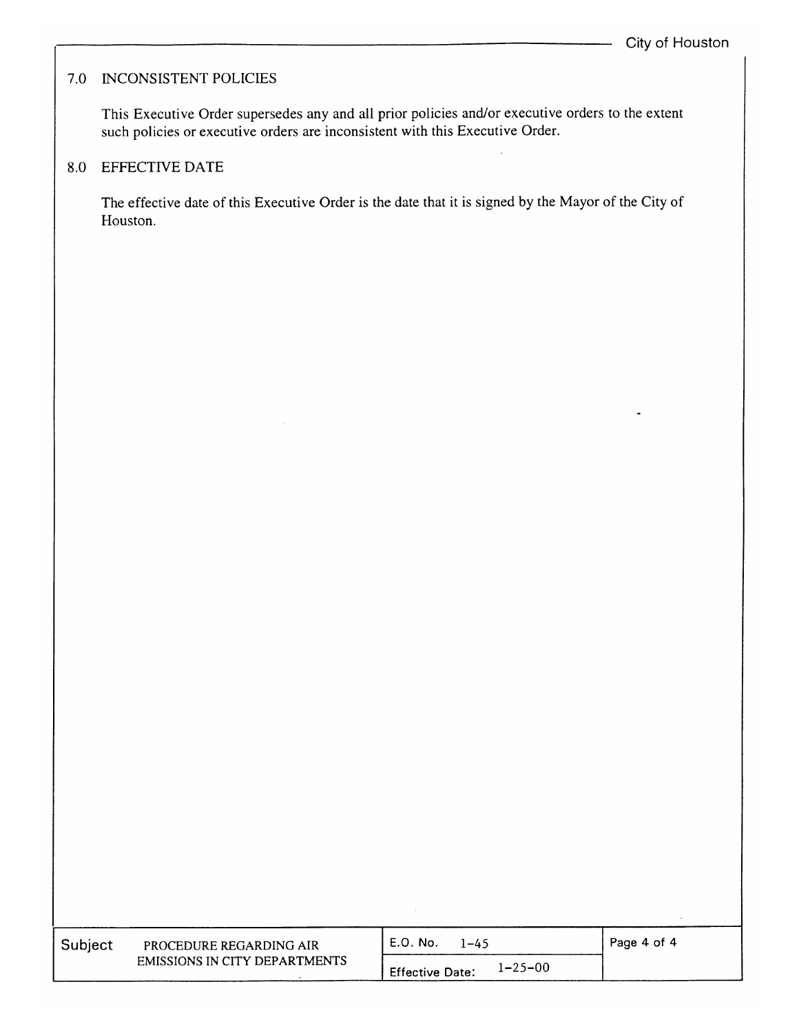## 7.0 INCONSISTENT POLICIES

This Executive Order supersedes any and all prior policies and/or executive orders to the extent such policies or executive orders are inconsistent with this Executive Order.

## 8.0 EFFECTIVE DATE

The effective date of this Executive Order is the date that it is signed by the Mayor of the City of Houston.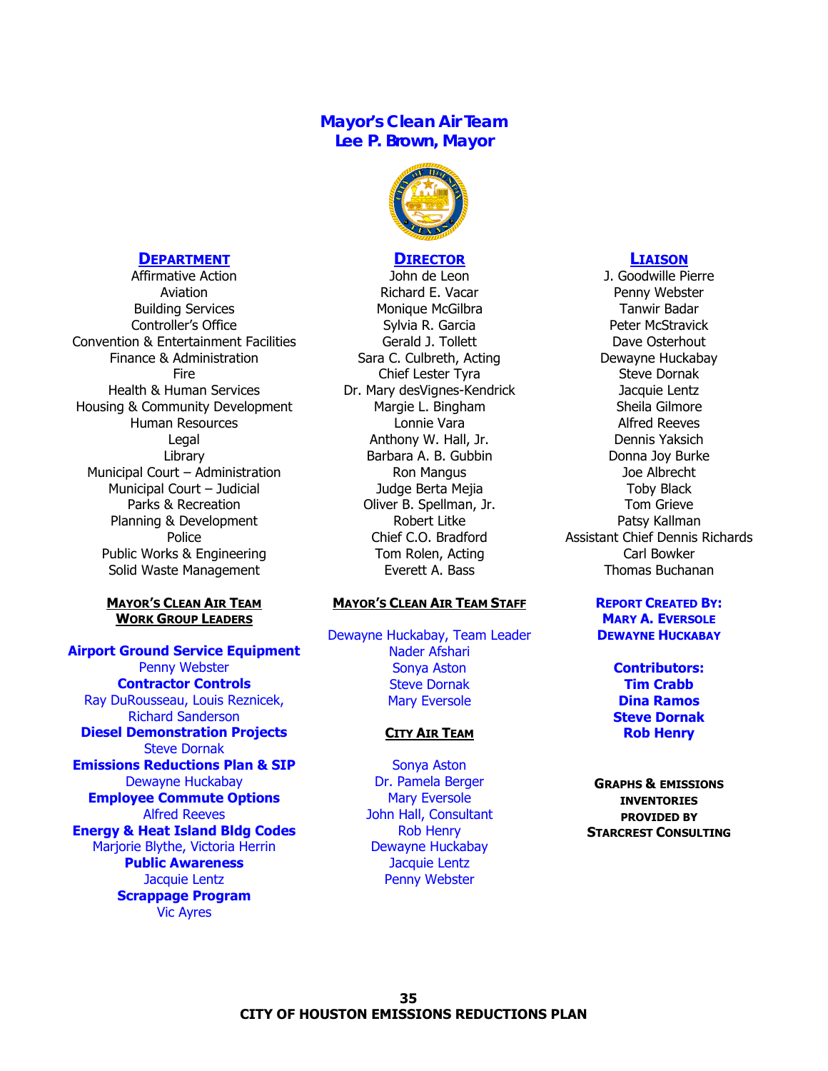# Mayor's Clean Air Team
## Lee P. Brown, Mayor

| Department | Director | Liaison |
|---|---|---|
| Affirmative Action | John de Leon | J. Goodwille Pierre |
| Aviation | Richard E. Vacar | Penny Webster |
| Building Services | Monique McGilbra | Tanwir Badar |
| Controller's Office | Sylvia R. Garcia | Peter McStravick |
| Convention & Entertainment Facilities | Gerald J. Tollett | Dave Osterhout |
| Finance & Administration | Sara C. Culbreth, Acting | Dewayne Huckabay |
| Fire | Chief Lester Tyra | Steve Dornak |
| Health & Human Services | Dr. Mary desVignes-Kendrick | Jacquie Lentz |
| Housing & Community Development | Margie L. Bingham | Sheila Gilmore |
| Human Resources | Lonnie Vara | Alfred Reeves |
| Legal | Anthony W. Hall, Jr. | Dennis Yaksich |
| Library | Barbara A. B. Gubbin | Donna Joy Burke |
| Municipal Court – Administration | Ron Mangus | Joe Albrecht |
| Municipal Court – Judicial | Judge Berta Mejia | Toby Black |
| Parks & Recreation | Oliver B. Spellman, Jr. | Tom Grieve |
| Planning & Development | Robert Litke | Patsy Kallman |
| Police | Chief C.O. Bradford | Assistant Chief Dennis Richards |
| Public Works & Engineering | Tom Rolen, Acting | Carl Bowker |
| Solid Waste Management | Everett A. Bass | Thomas Buchanan |

### Mayor's Clean Air Team Work Group Leaders

**Airport Ground Service Equipment**
Penny Webster

**Contractor Controls**
Ray DuRousseau, Louis Reznicek, Richard Sanderson

**Diesel Demonstration Projects**
Steve Dornak

**Emissions Reductions Plan & SIP**
Dewayne Huckabay

**Employee Commute Options**
Alfred Reeves

**Energy & Heat Island Bldg Codes**
Marjorie Blythe, Victoria Herrin

**Public Awareness**
Jacquie Lentz

**Scrappage Program**
Vic Ayres

### Mayor's Clean Air Team Staff

Dewayne Huckabay, Team Leader
Nader Afshari
Sonya Aston
Steve Dornak
Mary Eversole

### City Air Team

Sonya Aston
Dr. Pamela Berger
Mary Eversole
John Hall, Consultant
Rob Henry
Dewayne Huckabay
Jacquie Lentz
Penny Webster

**Report Created By:**
**Mary A. Eversole**
**Dewayne Huckabay**

**Contributors:**
**Tim Crabb**
**Dina Ramos**
**Steve Dornak**
**Rob Henry**

**Graphs & Emissions Inventories Provided By Starcrest Consulting**